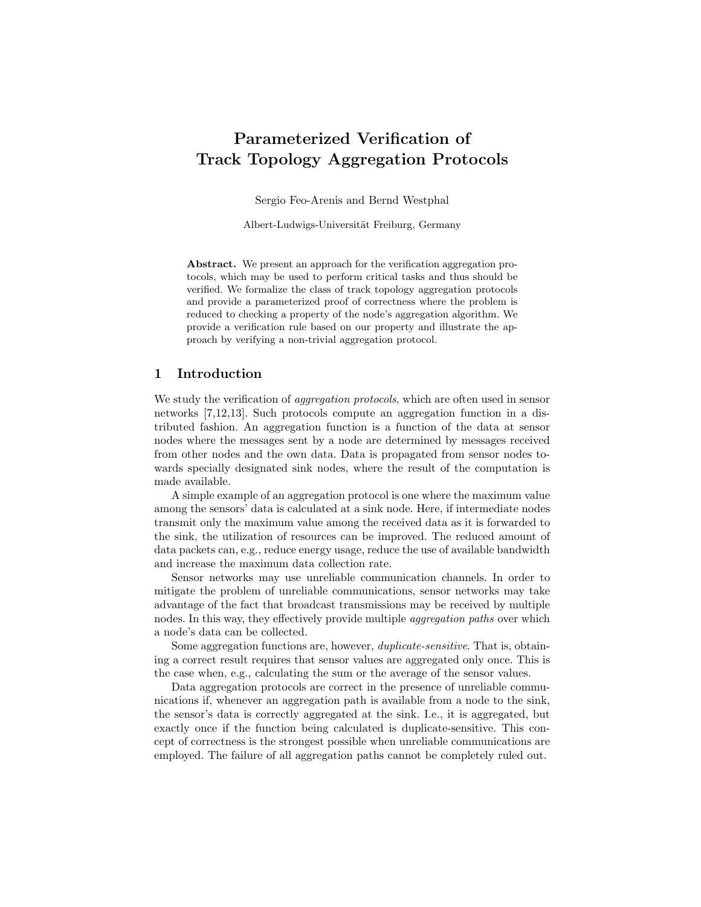# Parameterized Verification of Track Topology Aggregation Protocols

Sergio Feo-Arenis and Bernd Westphal

Albert-Ludwigs-Universität Freiburg, Germany

**Abstract.** We present an approach for the verification aggregation protocols, which may be used to perform critical tasks and thus should be verified. We formalize the class of track topology aggregation protocols and provide a parameterized proof of correctness where the problem is reduced to checking a property of the node's aggregation algorithm. We provide a verification rule based on our property and illustrate the approach by verifying a non-trivial aggregation protocol.

## 1 Introduction

We study the verification of *aggregation protocols*, which are often used in sensor networks [7,12,13]. Such protocols compute an aggregation function in a distributed fashion. An aggregation function is a function of the data at sensor nodes where the messages sent by a node are determined by messages received from other nodes and the own data. Data is propagated from sensor nodes towards specially designated sink nodes, where the result of the computation is made available.

A simple example of an aggregation protocol is one where the maximum value among the sensors' data is calculated at a sink node. Here, if intermediate nodes transmit only the maximum value among the received data as it is forwarded to the sink, the utilization of resources can be improved. The reduced amount of data packets can, e.g., reduce energy usage, reduce the use of available bandwidth and increase the maximum data collection rate.

Sensor networks may use unreliable communication channels. In order to mitigate the problem of unreliable communications, sensor networks may take advantage of the fact that broadcast transmissions may be received by multiple nodes. In this way, they effectively provide multiple *aggregation paths* over which a node's data can be collected.

Some aggregation functions are, however, *duplicate-sensitive*. That is, obtaining a correct result requires that sensor values are aggregated only once. This is the case when, e.g., calculating the sum or the average of the sensor values.

Data aggregation protocols are correct in the presence of unreliable communications if, whenever an aggregation path is available from a node to the sink, the sensor's data is correctly aggregated at the sink. I.e., it is aggregated, but exactly once if the function being calculated is duplicate-sensitive. This concept of correctness is the strongest possible when unreliable communications are employed. The failure of all aggregation paths cannot be completely ruled out.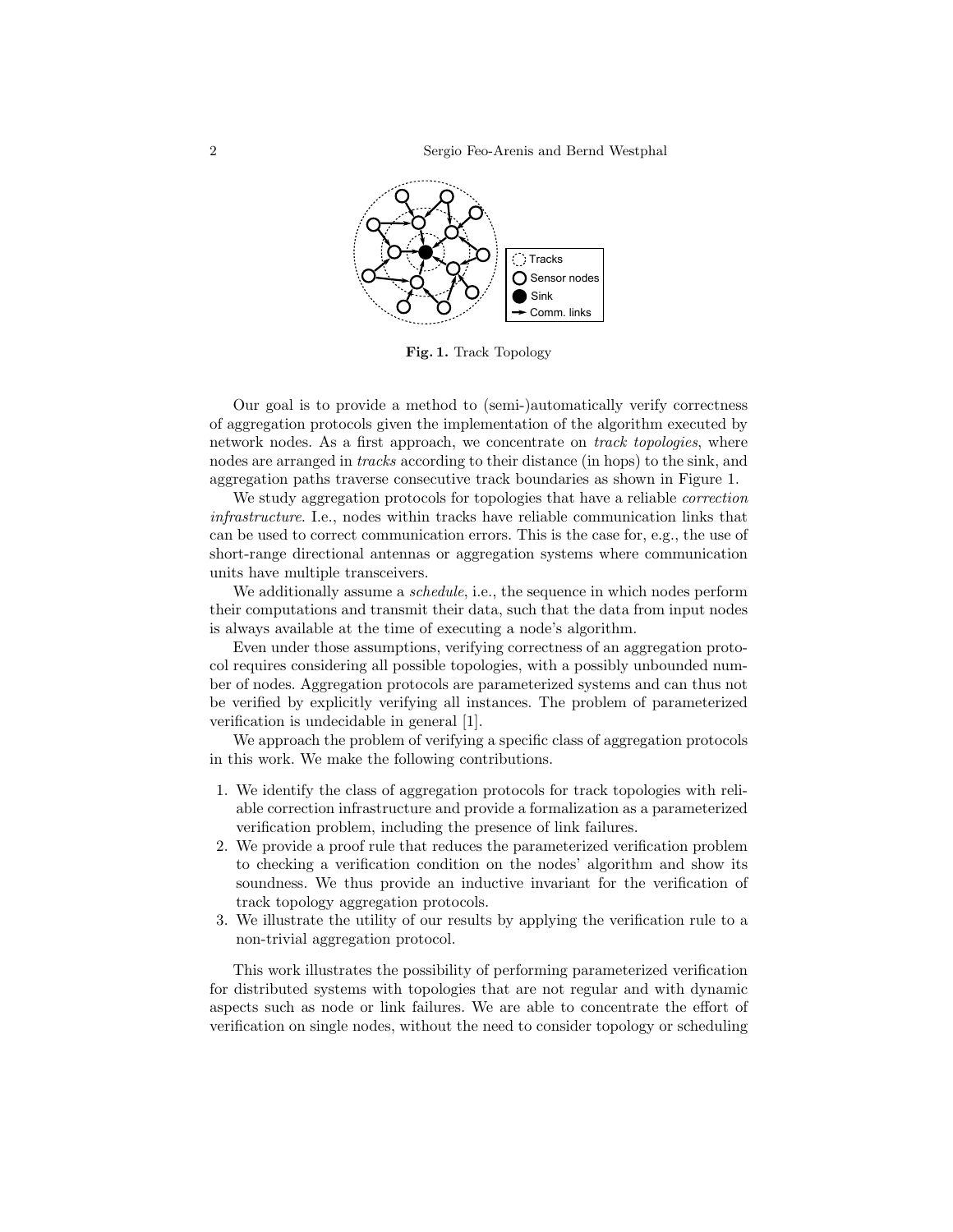Tracks

Sensor nodes

Sink

Comm. links

**Fig. 1.** Track Topology

Our goal is to provide a method to (semi-)automatically verify correctness of aggregation protocols given the implementation of the algorithm executed by network nodes. As a first approach, we concentrate on *track topologies*, where nodes are arranged in *tracks* according to their distance (in hops) to the sink, and aggregation paths traverse consecutive track boundaries as shown in Figure 1.

We study aggregation protocols for topologies that have a reliable *correction infrastructure*. I.e., nodes within tracks have reliable communication links that can be used to correct communication errors. This is the case for, e.g., the use of short-range directional antennas or aggregation systems where communication units have multiple transceivers.

We additionally assume a *schedule*, i.e., the sequence in which nodes perform their computations and transmit their data, such that the data from input nodes is always available at the time of executing a node's algorithm.

Even under those assumptions, verifying correctness of an aggregation protocol requires considering all possible topologies, with a possibly unbounded number of nodes. Aggregation protocols are parameterized systems and can thus not be verified by explicitly verifying all instances. The problem of parameterized verification is undecidable in general [1].

We approach the problem of verifying a specific class of aggregation protocols in this work. We make the following contributions.

1. We identify the class of aggregation protocols for track topologies with reliable correction infrastructure and provide a formalization as a parameterized verification problem, including the presence of link failures.
2. We provide a proof rule that reduces the parameterized verification problem to checking a verification condition on the nodes' algorithm and show its soundness. We thus provide an inductive invariant for the verification of track topology aggregation protocols.
3. We illustrate the utility of our results by applying the verification rule to a non-trivial aggregation protocol.

This work illustrates the possibility of performing parameterized verification for distributed systems with topologies that are not regular and with dynamic aspects such as node or link failures. We are able to concentrate the effort of verification on single nodes, without the need to consider topology or scheduling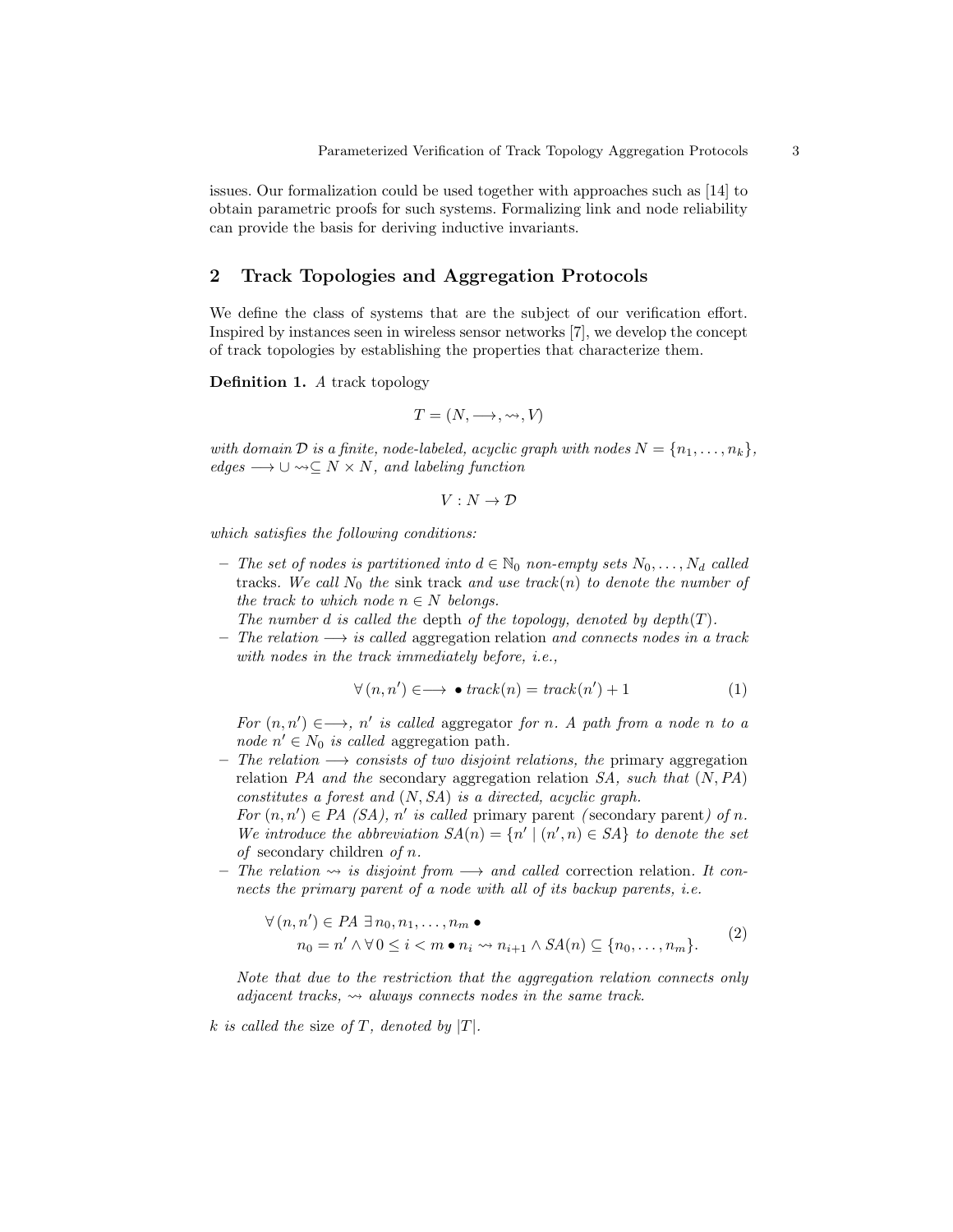issues. Our formalization could be used together with approaches such as [14] to obtain parametric proofs for such systems. Formalizing link and node reliability can provide the basis for deriving inductive invariants.

## 2 Track Topologies and Aggregation Protocols

We define the class of systems that are the subject of our verification effort. Inspired by instances seen in wireless sensor networks [7], we develop the concept of track topologies by establishing the properties that characterize them.

**Definition 1.** *A* track topology

$$T = (N, \longrightarrow, \rightsquigarrow, V)$$

*with domain $\mathcal{D}$ is a finite, node-labeled, acyclic graph with nodes $N = \{n_1, \ldots, n_k\}$, edges $\longrightarrow \cup \rightsquigarrow \subseteq N \times N$, and labeling function*

$$V : N \to \mathcal{D}$$

*which satisfies the following conditions:*

- *The set of nodes is partitioned into $d \in \mathbb{N}_0$ non-empty sets $N_0, \ldots, N_d$ called* tracks. *We call $N_0$ the* sink track *and use $track(n)$ to denote the number of the track to which node $n \in N$ belongs.*
  *The number $d$ is called the* depth *of the topology, denoted by $depth(T)$.*
- *The relation $\longrightarrow$ is called* aggregation relation *and connects nodes in a track with nodes in the track immediately before, i.e.,*

$$\forall\, (n, n') \in \longrightarrow \bullet\, track(n) = track(n') + 1 \tag{1}$$

  *For $(n, n') \in \longrightarrow$, $n'$ is called* aggregator *for $n$. A path from a node $n$ to a node $n' \in N_0$ is called* aggregation path.
- *The relation $\longrightarrow$ consists of two disjoint relations, the* primary aggregation relation *$PA$ and the* secondary aggregation relation *$SA$, such that $(N, PA)$ constitutes a forest and $(N, SA)$ is a directed, acyclic graph.*
  *For $(n, n') \in PA$ $(SA)$, $n'$ is called* primary parent *(*secondary parent*) of $n$. We introduce the abbreviation $SA(n) = \{n' \mid (n', n) \in SA\}$ to denote the set of* secondary children *of $n$.*
- *The relation $\rightsquigarrow$ is disjoint from $\longrightarrow$ and called* correction relation. *It connects the primary parent of a node with all of its backup parents, i.e.*

$$\forall\, (n, n') \in PA\ \exists\, n_0, n_1, \ldots, n_m \bullet \\ n_0 = n' \wedge \forall\, 0 \leq i < m \bullet n_i \rightsquigarrow n_{i+1} \wedge SA(n) \subseteq \{n_0, \ldots, n_m\}. \tag{2}$$

  *Note that due to the restriction that the aggregation relation connects only adjacent tracks, $\rightsquigarrow$ always connects nodes in the same track.*

*$k$ is called the* size *of $T$, denoted by $|T|$.*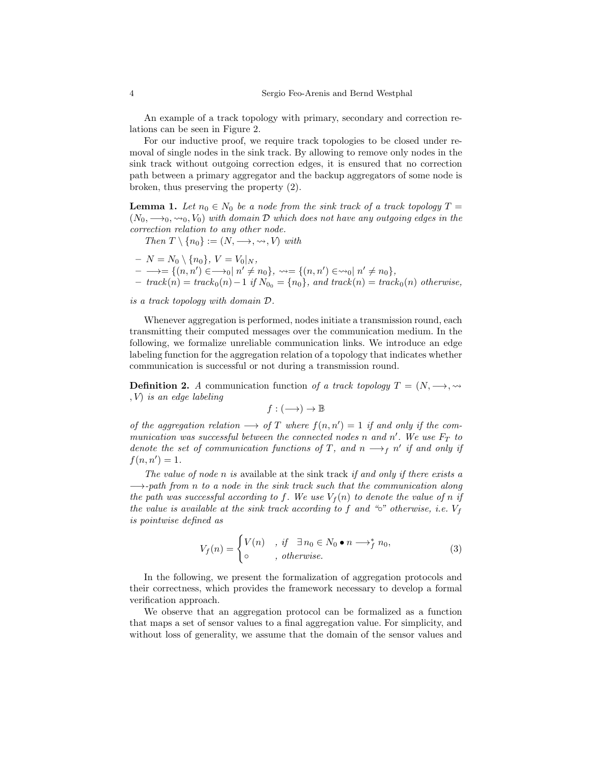An example of a track topology with primary, secondary and correction relations can be seen in Figure 2.

For our inductive proof, we require track topologies to be closed under removal of single nodes in the sink track. By allowing to remove only nodes in the sink track without outgoing correction edges, it is ensured that no correction path between a primary aggregator and the backup aggregators of some node is broken, thus preserving the property (2).

**Lemma 1.** *Let $n_0 \in N_0$ be a node from the sink track of a track topology $T = (N_0, \longrightarrow_0, \rightsquigarrow_0, V_0)$ with domain $\mathcal{D}$ which does not have any outgoing edges in the correction relation to any other node.*

*Then $T \setminus \{n_0\} := (N, \longrightarrow, \rightsquigarrow, V)$ with*

- $N = N_0 \setminus \{n_0\}$, $V = V_0|_N$,
- $\longrightarrow = \{(n, n') \in \longrightarrow_0 | \; n' \neq n_0\}$, $\rightsquigarrow = \{(n, n') \in \rightsquigarrow_0 | \; n' \neq n_0\}$,
- $track(n) = track_0(n) - 1$ *if* $N_{0_0} = \{n_0\}$, *and* $track(n) = track_0(n)$ *otherwise,*

*is a track topology with domain $\mathcal{D}$.*

Whenever aggregation is performed, nodes initiate a transmission round, each transmitting their computed messages over the communication medium. In the following, we formalize unreliable communication links. We introduce an edge labeling function for the aggregation relation of a topology that indicates whether communication is successful or not during a transmission round.

**Definition 2.** A communication function *of a track topology $T = (N, \longrightarrow, \rightsquigarrow, V)$ is an edge labeling*

$$f : (\longrightarrow) \to \mathbb{B}$$

*of the aggregation relation $\longrightarrow$ of $T$ where $f(n, n') = 1$ if and only if the communication was successful between the connected nodes $n$ and $n'$. We use $F_T$ to denote the set of communication functions of $T$, and $n \longrightarrow_f n'$ if and only if $f(n, n') = 1$.*

*The value of node $n$ is* available at the sink track *if and only if there exists a $\longrightarrow$-path from $n$ to a node in the sink track such that the communication along the path was successful according to $f$. We use $V_f(n)$ to denote the value of $n$ if the value is available at the sink track according to $f$ and "$\circ$" otherwise, i.e. $V_f$ is pointwise defined as*

$$V_f(n) = \begin{cases} V(n) & , \text{ if } \; \exists \, n_0 \in N_0 \bullet n \longrightarrow_f^* n_0, \\ \circ & , \text{ otherwise.} \end{cases} \tag{3}$$

In the following, we present the formalization of aggregation protocols and their correctness, which provides the framework necessary to develop a formal verification approach.

We observe that an aggregation protocol can be formalized as a function that maps a set of sensor values to a final aggregation value. For simplicity, and without loss of generality, we assume that the domain of the sensor values and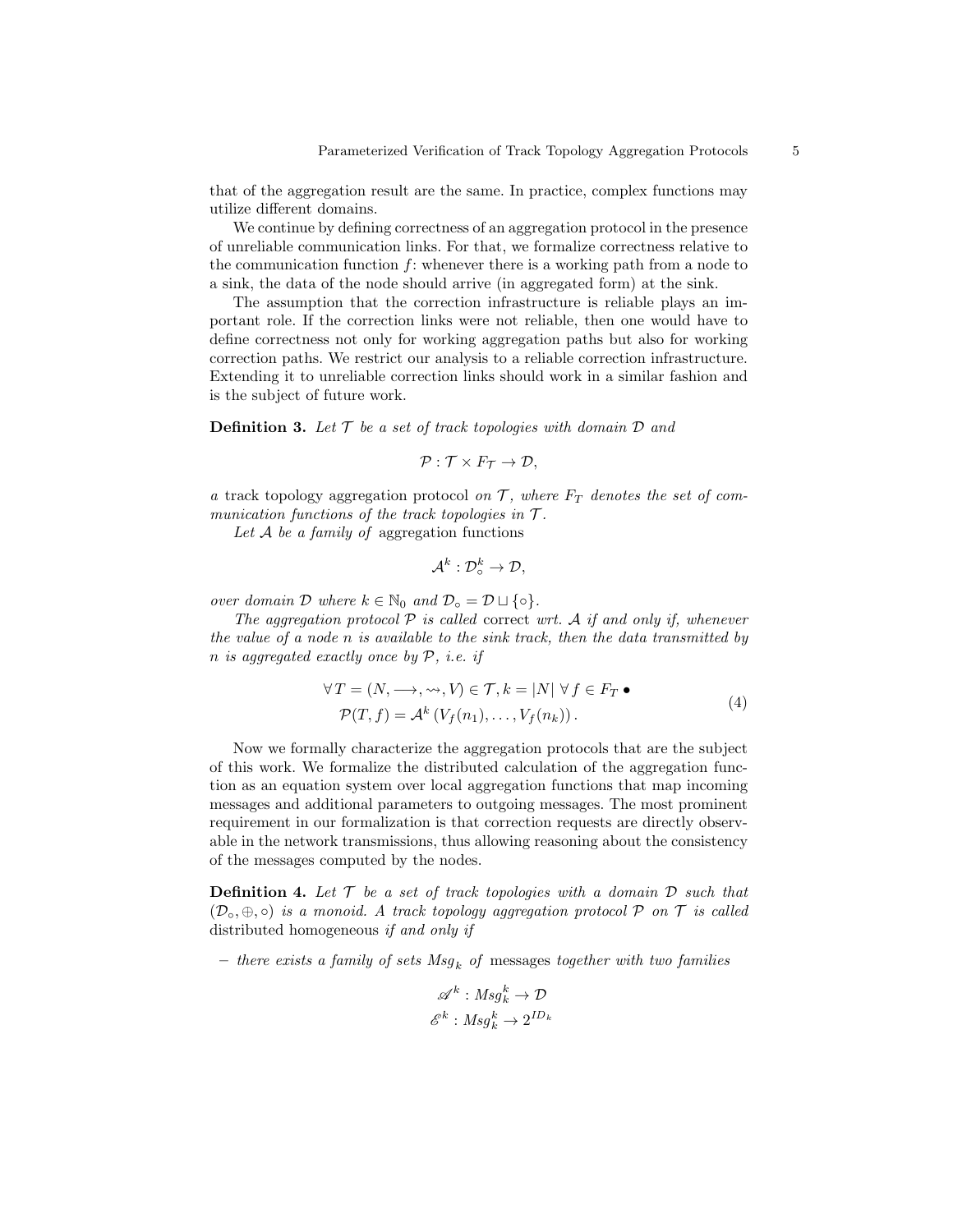that of the aggregation result are the same. In practice, complex functions may utilize different domains.

We continue by defining correctness of an aggregation protocol in the presence of unreliable communication links. For that, we formalize correctness relative to the communication function $f$: whenever there is a working path from a node to a sink, the data of the node should arrive (in aggregated form) at the sink.

The assumption that the correction infrastructure is reliable plays an important role. If the correction links were not reliable, then one would have to define correctness not only for working aggregation paths but also for working correction paths. We restrict our analysis to a reliable correction infrastructure. Extending it to unreliable correction links should work in a similar fashion and is the subject of future work.

**Definition 3.** *Let $\mathcal{T}$ be a set of track topologies with domain $\mathcal{D}$ and*

$$\mathcal{P} : \mathcal{T} \times F_{\mathcal{T}} \to \mathcal{D},$$

*a* track topology aggregation protocol *on $\mathcal{T}$, where $F_T$ denotes the set of communication functions of the track topologies in $\mathcal{T}$.*

*Let $\mathcal{A}$ be a family of* aggregation functions

$$\mathcal{A}^k : \mathcal{D}_\circ^k \to \mathcal{D},$$

*over domain $\mathcal{D}$ where $k \in \mathbb{N}_0$ and $\mathcal{D}_\circ = \mathcal{D} \sqcup \{\circ\}$.*

*The aggregation protocol $\mathcal{P}$ is called* correct *wrt. $\mathcal{A}$ if and only if, whenever the value of a node $n$ is available to the sink track, then the data transmitted by $n$ is aggregated exactly once by $\mathcal{P}$, i.e. if*

$$\begin{aligned} \forall\, T = (N, \longrightarrow, \rightsquigarrow, V) \in \mathcal{T}, k = |N| \;\forall\, f \in F_T \bullet \\ \mathcal{P}(T, f) = \mathcal{A}^k\left(V_f(n_1), \ldots, V_f(n_k)\right). \end{aligned} \tag{4}$$

Now we formally characterize the aggregation protocols that are the subject of this work. We formalize the distributed calculation of the aggregation function as an equation system over local aggregation functions that map incoming messages and additional parameters to outgoing messages. The most prominent requirement in our formalization is that correction requests are directly observable in the network transmissions, thus allowing reasoning about the consistency of the messages computed by the nodes.

**Definition 4.** *Let $\mathcal{T}$ be a set of track topologies with a domain $\mathcal{D}$ such that $(\mathcal{D}_\circ, \oplus, \circ)$ is a monoid. A track topology aggregation protocol $\mathcal{P}$ on $\mathcal{T}$ is called* distributed homogeneous *if and only if*

- *there exists a family of sets $Msg_k$ of* messages *together with two families*

$$\mathscr{A}^k : Msg_k^k \to \mathcal{D}$$
$$\mathscr{E}^k : Msg_k^k \to 2^{ID_k}$$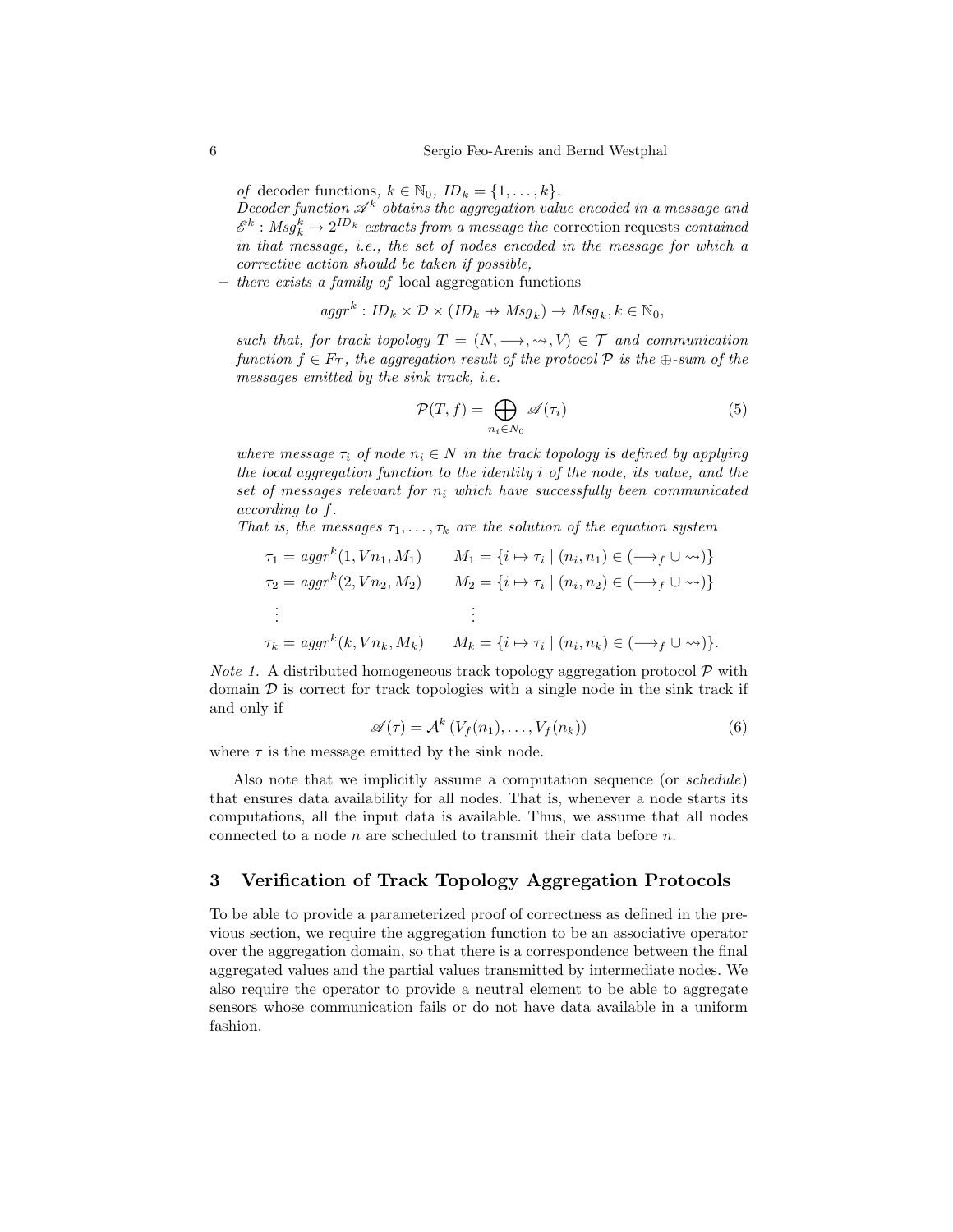*of* decoder functions, $k \in \mathbb{N}_0$, $ID_k = \{1, \ldots, k\}$.
*Decoder function* $\mathscr{A}^k$ *obtains the aggregation value encoded in a message and* $\mathscr{E}^k : Msg_k^k \to 2^{ID_k}$ *extracts from a message the* correction requests *contained in that message, i.e., the set of nodes encoded in the message for which a corrective action should be taken if possible,*

– *there exists a family of* local aggregation functions

$$aggr^k : ID_k \times \mathcal{D} \times (ID_k \nrightarrow Msg_k) \to Msg_k, k \in \mathbb{N}_0,$$

*such that, for track topology* $T = (N, \longrightarrow, \rightsquigarrow, V) \in \mathcal{T}$ *and communication function* $f \in F_T$*, the aggregation result of the protocol* $\mathcal{P}$ *is the* $\oplus$*-sum of the messages emitted by the sink track, i.e.*

$$\mathcal{P}(T, f) = \bigoplus_{n_i \in N_0} \mathscr{A}(\tau_i) \tag{5}$$

*where message* $\tau_i$ *of node* $n_i \in N$ *in the track topology is defined by applying the local aggregation function to the identity* $i$ *of the node, its value, and the set of messages relevant for* $n_i$ *which have successfully been communicated according to* $f$.
*That is, the messages* $\tau_1, \ldots, \tau_k$ *are the solution of the equation system*

$$\begin{aligned}
\tau_1 &= aggr^k(1, Vn_1, M_1) \qquad & M_1 &= \{i \mapsto \tau_i \mid (n_i, n_1) \in (\longrightarrow_f \cup \rightsquigarrow)\} \\
\tau_2 &= aggr^k(2, Vn_2, M_2) \qquad & M_2 &= \{i \mapsto \tau_i \mid (n_i, n_2) \in (\longrightarrow_f \cup \rightsquigarrow)\} \\
&\vdots & &\vdots \\
\tau_k &= aggr^k(k, Vn_k, M_k) \qquad & M_k &= \{i \mapsto \tau_i \mid (n_i, n_k) \in (\longrightarrow_f \cup \rightsquigarrow)\}.
\end{aligned}$$

*Note 1.* A distributed homogeneous track topology aggregation protocol $\mathcal{P}$ with domain $\mathcal{D}$ is correct for track topologies with a single node in the sink track if and only if

$$\mathscr{A}(\tau) = \mathcal{A}^k \left(V_f(n_1), \ldots, V_f(n_k)\right) \tag{6}$$

where $\tau$ is the message emitted by the sink node.

Also note that we implicitly assume a computation sequence (or *schedule*) that ensures data availability for all nodes. That is, whenever a node starts its computations, all the input data is available. Thus, we assume that all nodes connected to a node $n$ are scheduled to transmit their data before $n$.

## 3 Verification of Track Topology Aggregation Protocols

To be able to provide a parameterized proof of correctness as defined in the previous section, we require the aggregation function to be an associative operator over the aggregation domain, so that there is a correspondence between the final aggregated values and the partial values transmitted by intermediate nodes. We also require the operator to provide a neutral element to be able to aggregate sensors whose communication fails or do not have data available in a uniform fashion.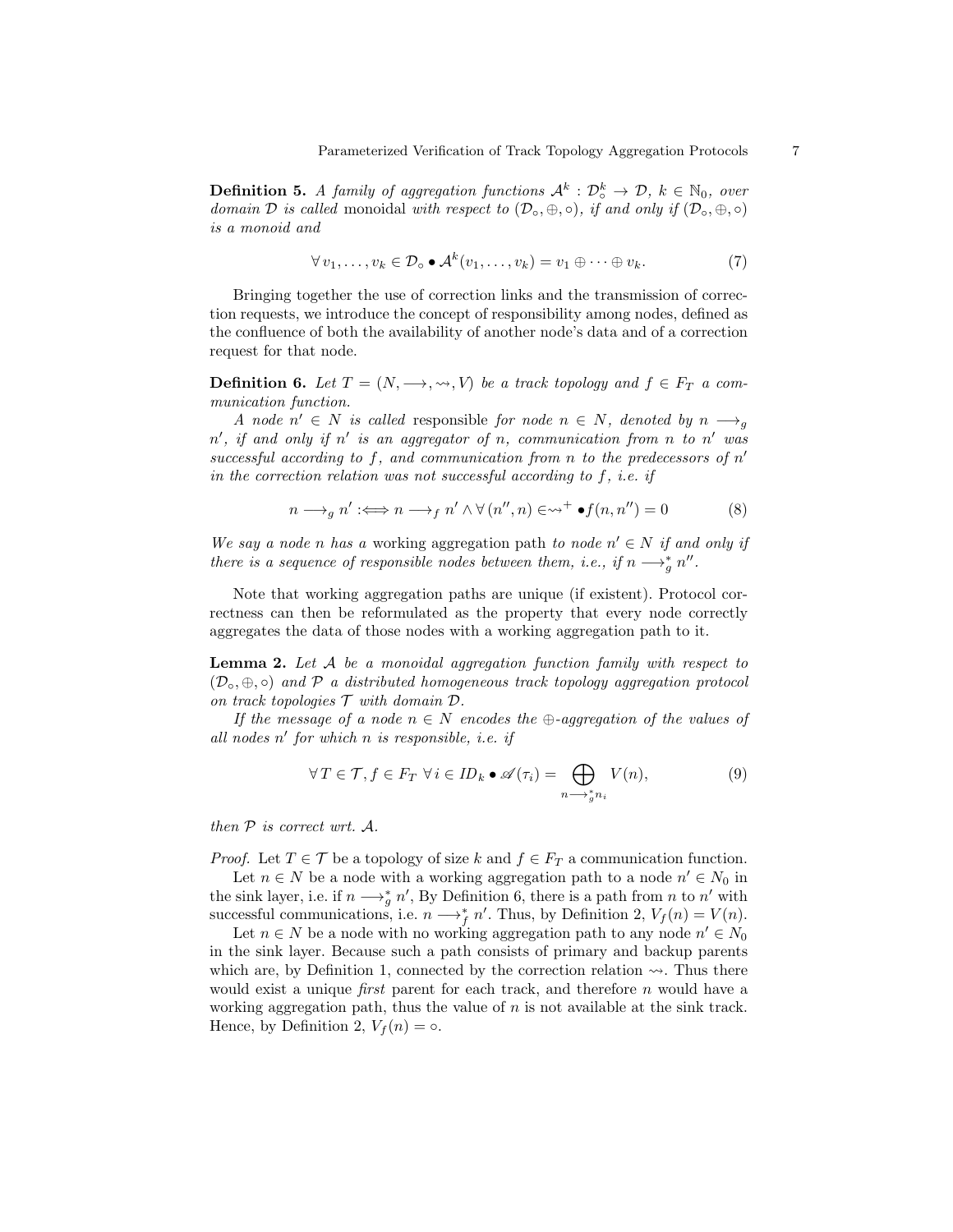**Definition 5.** *A family of aggregation functions* $\mathcal{A}^k : \mathcal{D}_\circ^k \to \mathcal{D}$*,* $k \in \mathbb{N}_0$*, over domain* $\mathcal{D}$ *is called* monoidal *with respect to* $(\mathcal{D}_\circ, \oplus, \circ)$*, if and only if* $(\mathcal{D}_\circ, \oplus, \circ)$ *is a monoid and*

$$\forall\, v_1, \ldots, v_k \in \mathcal{D}_\circ \bullet \mathcal{A}^k(v_1, \ldots, v_k) = v_1 \oplus \cdots \oplus v_k. \tag{7}$$

Bringing together the use of correction links and the transmission of correction requests, we introduce the concept of responsibility among nodes, defined as the confluence of both the availability of another node's data and of a correction request for that node.

**Definition 6.** *Let* $T = (N, \longrightarrow, \rightsquigarrow, V)$ *be a track topology and* $f \in F_T$ *a communication function.*

*A node* $n' \in N$ *is called* responsible *for node* $n \in N$*, denoted by* $n \longrightarrow_g n'$*, if and only if* $n'$ *is an aggregator of* $n$*, communication from* $n$ *to* $n'$ *was successful according to* $f$*, and communication from* $n$ *to the predecessors of* $n'$ *in the correction relation was not successful according to* $f$*, i.e. if*

$$n \longrightarrow_g n' :\Longleftrightarrow n \longrightarrow_f n' \wedge \forall\, (n'', n) \in \rightsquigarrow^+ \bullet f(n, n'') = 0 \tag{8}$$

*We say a node* $n$ *has a* working aggregation path *to node* $n' \in N$ *if and only if there is a sequence of responsible nodes between them, i.e., if* $n \longrightarrow_g^* n''$*.*

Note that working aggregation paths are unique (if existent). Protocol correctness can then be reformulated as the property that every node correctly aggregates the data of those nodes with a working aggregation path to it.

**Lemma 2.** *Let* $\mathcal{A}$ *be a monoidal aggregation function family with respect to* $(\mathcal{D}_\circ, \oplus, \circ)$ *and* $\mathcal{P}$ *a distributed homogeneous track topology aggregation protocol on track topologies* $\mathcal{T}$ *with domain* $\mathcal{D}$*.*

*If the message of a node* $n \in N$ *encodes the* $\oplus$*-aggregation of the values of all nodes* $n'$ *for which* $n$ *is responsible, i.e. if*

$$\forall\, T \in \mathcal{T}, f \in F_T\ \forall\, i \in ID_k \bullet \mathscr{A}(\tau_i) = \bigoplus_{n \longrightarrow_g^* n_i} V(n), \tag{9}$$

*then* $\mathcal{P}$ *is correct wrt.* $\mathcal{A}$*.*

*Proof.* Let $T \in \mathcal{T}$ be a topology of size $k$ and $f \in F_T$ a communication function.

Let $n \in N$ be a node with a working aggregation path to a node $n' \in N_0$ in the sink layer, i.e. if $n \longrightarrow_g^* n'$, By Definition 6, there is a path from $n$ to $n'$ with successful communications, i.e. $n \longrightarrow_f^* n'$. Thus, by Definition 2, $V_f(n) = V(n)$.

Let $n \in N$ be a node with no working aggregation path to any node $n' \in N_0$ in the sink layer. Because such a path consists of primary and backup parents which are, by Definition 1, connected by the correction relation $\rightsquigarrow$. Thus there would exist a unique *first* parent for each track, and therefore $n$ would have a working aggregation path, thus the value of $n$ is not available at the sink track. Hence, by Definition 2, $V_f(n) = \circ$.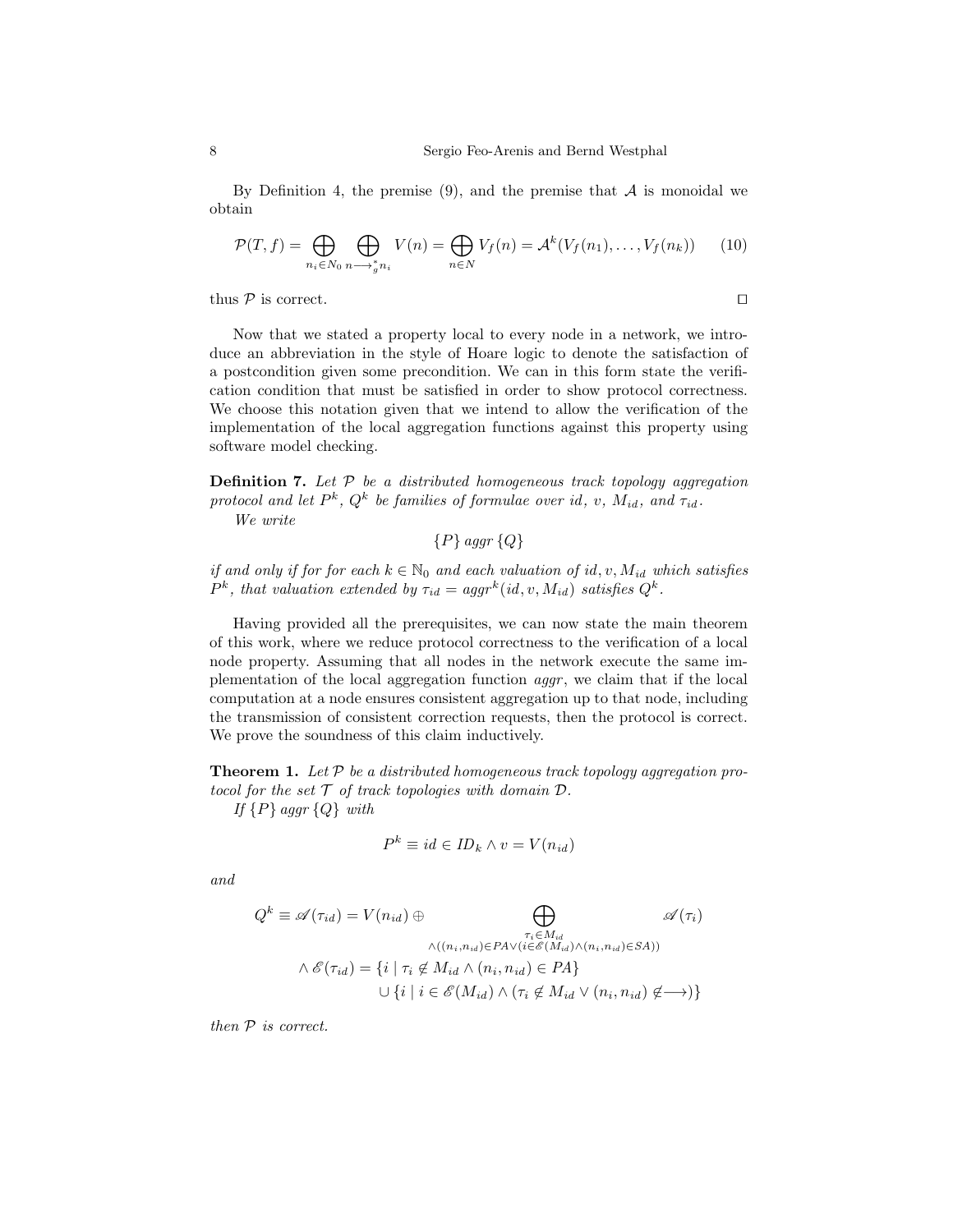By Definition 4, the premise (9), and the premise that $\mathcal{A}$ is monoidal we obtain

$$\mathcal{P}(T, f) = \bigoplus_{n_i \in N_0} \bigoplus_{n \longrightarrow_g^* n_i} V(n) = \bigoplus_{n \in N} V_f(n) = \mathcal{A}^k(V_f(n_1), \dots, V_f(n_k)) \tag{10}$$

thus $\mathcal{P}$ is correct. □

Now that we stated a property local to every node in a network, we introduce an abbreviation in the style of Hoare logic to denote the satisfaction of a postcondition given some precondition. We can in this form state the verification condition that must be satisfied in order to show protocol correctness. We choose this notation given that we intend to allow the verification of the implementation of the local aggregation functions against this property using software model checking.

**Definition 7.** *Let $\mathcal{P}$ be a distributed homogeneous track topology aggregation protocol and let $P^k$, $Q^k$ be families of formulae over $id$, $v$, $M_{id}$, and $\tau_{id}$.*

*We write*

$$\{P\}\ aggr\ \{Q\}$$

*if and only if for for each $k \in \mathbb{N}_0$ and each valuation of $id, v, M_{id}$ which satisfies $P^k$, that valuation extended by $\tau_{id} = aggr^k(id, v, M_{id})$ satisfies $Q^k$.*

Having provided all the prerequisites, we can now state the main theorem of this work, where we reduce protocol correctness to the verification of a local node property. Assuming that all nodes in the network execute the same implementation of the local aggregation function *aggr*, we claim that if the local computation at a node ensures consistent aggregation up to that node, including the transmission of consistent correction requests, then the protocol is correct. We prove the soundness of this claim inductively.

**Theorem 1.** *Let $\mathcal{P}$ be a distributed homogeneous track topology aggregation protocol for the set $\mathcal{T}$ of track topologies with domain $\mathcal{D}$.*

*If $\{P\}\ aggr\ \{Q\}$ with*

$$P^k \equiv id \in ID_k \wedge v = V(n_{id})$$

*and*

$$\begin{aligned} Q^k \equiv \mathscr{A}(\tau_{id}) = V(n_{id}) \oplus & \bigoplus_{\substack{\tau_i \in M_{id} \\ \wedge((n_i, n_{id}) \in PA \vee (i \in \mathscr{E}(M_{id}) \wedge (n_i, n_{id}) \in SA))}} \mathscr{A}(\tau_i) \\ \wedge\ \mathscr{E}(\tau_{id}) = & \{i \mid \tau_i \notin M_{id} \wedge (n_i, n_{id}) \in PA\} \\ & \cup \{i \mid i \in \mathscr{E}(M_{id}) \wedge (\tau_i \notin M_{id} \vee (n_i, n_{id}) \notin \longrightarrow)\} \end{aligned}$$

*then $\mathcal{P}$ is correct.*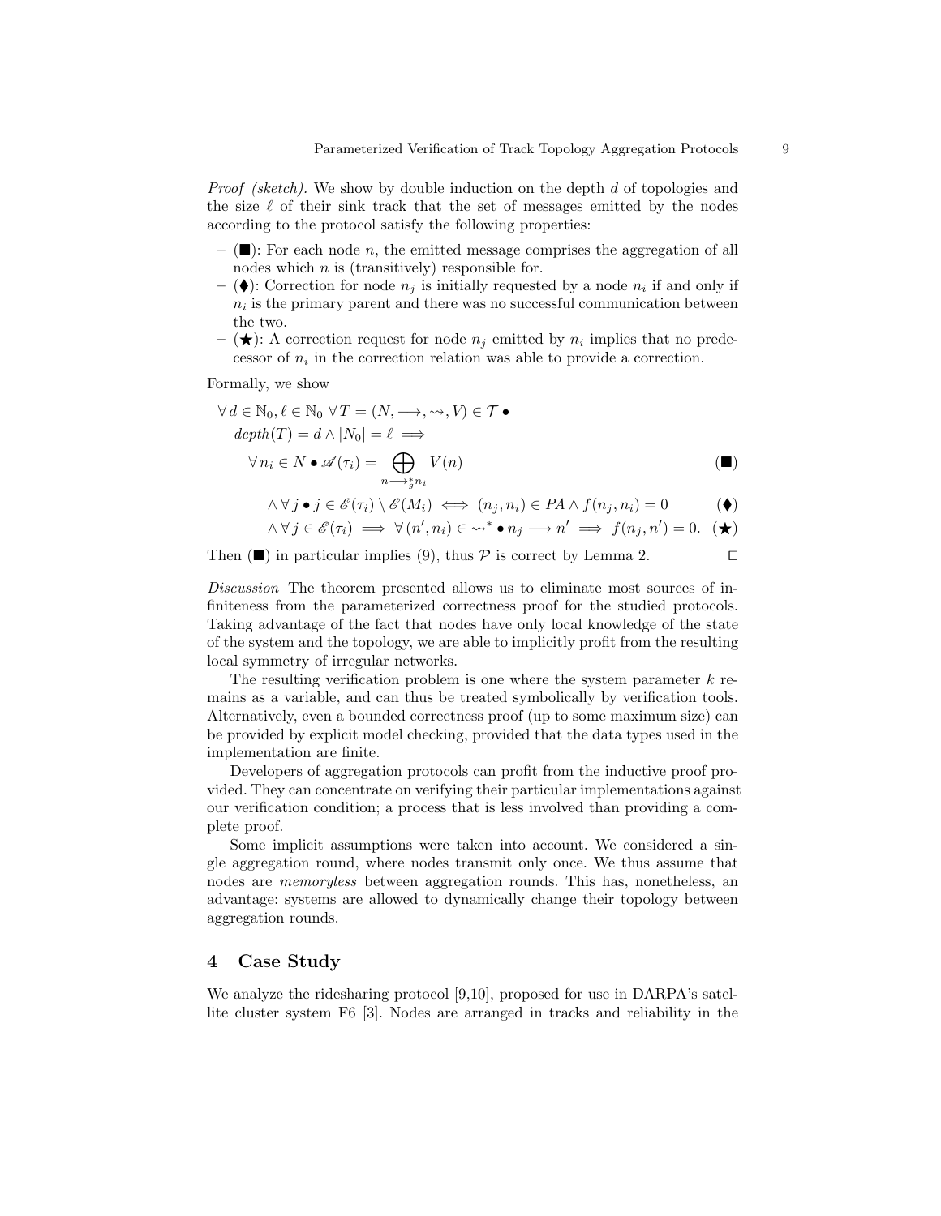*Proof (sketch).* We show by double induction on the depth $d$ of topologies and the size $\ell$ of their sink track that the set of messages emitted by the nodes according to the protocol satisfy the following properties:

- (■): For each node $n$, the emitted message comprises the aggregation of all nodes which $n$ is (transitively) responsible for.
- (⧫): Correction for node $n_j$ is initially requested by a node $n_i$ if and only if $n_i$ is the primary parent and there was no successful communication between the two.
- (★): A correction request for node $n_j$ emitted by $n_i$ implies that no predecessor of $n_i$ in the correction relation was able to provide a correction.

Formally, we show

$$
\begin{aligned}
&\forall\, d \in \mathbb{N}_0, \ell \in \mathbb{N}_0\ \forall\, T = (N, \longrightarrow, \rightsquigarrow, V) \in \mathcal{T} \bullet \\
&\quad depth(T) = d \wedge |N_0| = \ell \implies \\
&\quad\quad \forall\, n_i \in N \bullet \mathscr{A}(\tau_i) = \bigoplus_{n \longrightarrow_g^* n_i} V(n) && (■) \\
&\quad\quad\quad \wedge \forall\, j \bullet j \in \mathscr{E}(\tau_i) \setminus \mathscr{E}(M_i) \iff (n_j, n_i) \in PA \wedge f(n_j, n_i) = 0 && (⧫) \\
&\quad\quad\quad \wedge \forall\, j \in \mathscr{E}(\tau_i) \implies \forall\, (n', n_i) \in \rightsquigarrow^* \bullet\, n_j \longrightarrow n' \implies f(n_j, n') = 0. && (★)
\end{aligned}
$$

Then (■) in particular implies (9), thus $\mathcal{P}$ is correct by Lemma 2. □

*Discussion* The theorem presented allows us to eliminate most sources of infiniteness from the parameterized correctness proof for the studied protocols. Taking advantage of the fact that nodes have only local knowledge of the state of the system and the topology, we are able to implicitly profit from the resulting local symmetry of irregular networks.

The resulting verification problem is one where the system parameter $k$ remains as a variable, and can thus be treated symbolically by verification tools. Alternatively, even a bounded correctness proof (up to some maximum size) can be provided by explicit model checking, provided that the data types used in the implementation are finite.

Developers of aggregation protocols can profit from the inductive proof provided. They can concentrate on verifying their particular implementations against our verification condition; a process that is less involved than providing a complete proof.

Some implicit assumptions were taken into account. We considered a single aggregation round, where nodes transmit only once. We thus assume that nodes are *memoryless* between aggregation rounds. This has, nonetheless, an advantage: systems are allowed to dynamically change their topology between aggregation rounds.

## 4 Case Study

We analyze the ridesharing protocol [9,10], proposed for use in DARPA's satellite cluster system F6 [3]. Nodes are arranged in tracks and reliability in the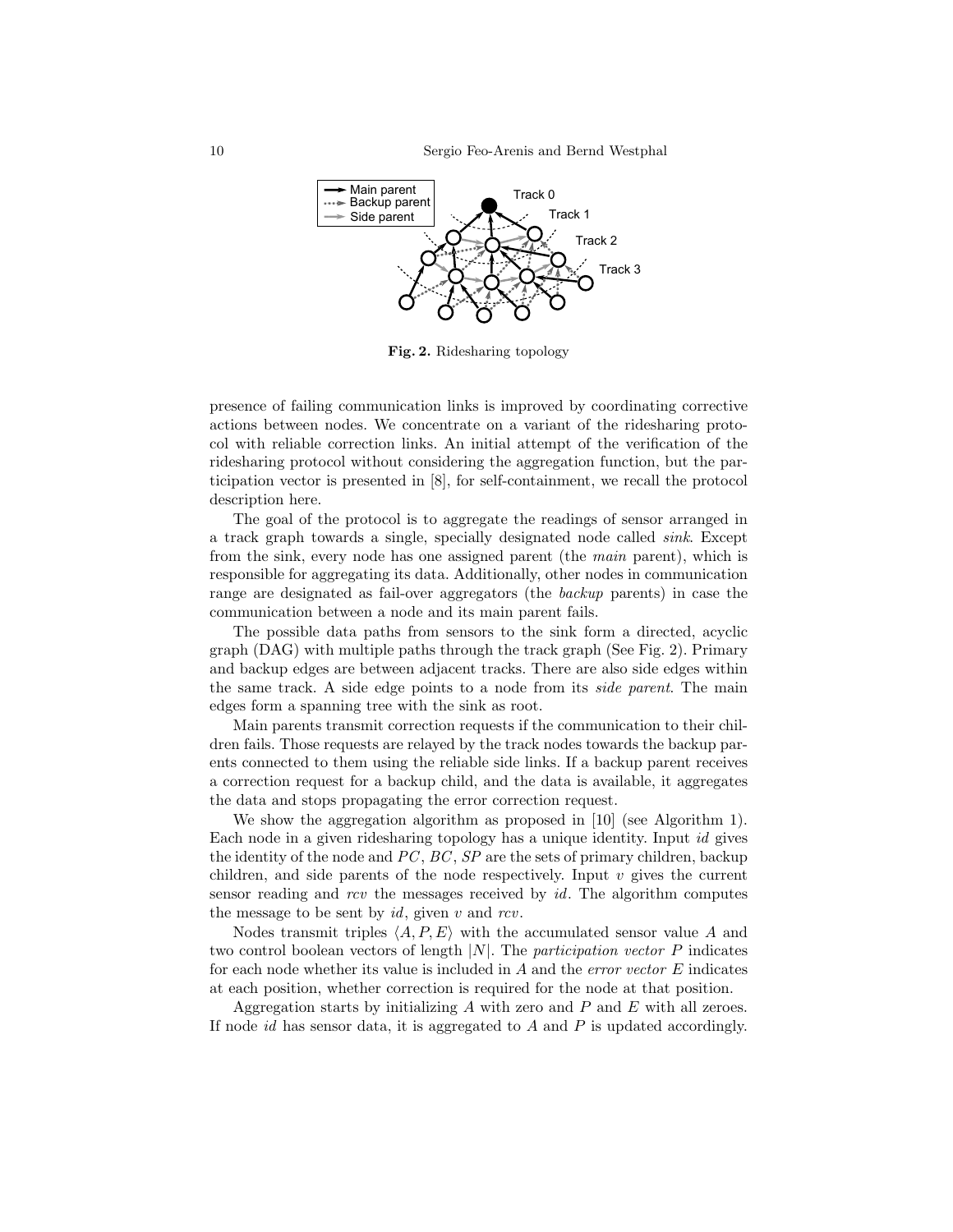Main parent
Backup parent
Side parent
Track 0
Track 1
Track 2
Track 3

**Fig. 2.** Ridesharing topology

presence of failing communication links is improved by coordinating corrective actions between nodes. We concentrate on a variant of the ridesharing protocol with reliable correction links. An initial attempt of the verification of the ridesharing protocol without considering the aggregation function, but the participation vector is presented in [8], for self-containment, we recall the protocol description here.

The goal of the protocol is to aggregate the readings of sensor arranged in a track graph towards a single, specially designated node called *sink*. Except from the sink, every node has one assigned parent (the *main* parent), which is responsible for aggregating its data. Additionally, other nodes in communication range are designated as fail-over aggregators (the *backup* parents) in case the communication between a node and its main parent fails.

The possible data paths from sensors to the sink form a directed, acyclic graph (DAG) with multiple paths through the track graph (See Fig. 2). Primary and backup edges are between adjacent tracks. There are also side edges within the same track. A side edge points to a node from its *side parent*. The main edges form a spanning tree with the sink as root.

Main parents transmit correction requests if the communication to their children fails. Those requests are relayed by the track nodes towards the backup parents connected to them using the reliable side links. If a backup parent receives a correction request for a backup child, and the data is available, it aggregates the data and stops propagating the error correction request.

We show the aggregation algorithm as proposed in [10] (see Algorithm 1). Each node in a given ridesharing topology has a unique identity. Input $id$ gives the identity of the node and $PC$, $BC$, $SP$ are the sets of primary children, backup children, and side parents of the node respectively. Input $v$ gives the current sensor reading and $rcv$ the messages received by $id$. The algorithm computes the message to be sent by $id$, given $v$ and $rcv$.

Nodes transmit triples $\langle A, P, E \rangle$ with the accumulated sensor value $A$ and two control boolean vectors of length $|N|$. The *participation vector* $P$ indicates for each node whether its value is included in $A$ and the *error vector* $E$ indicates at each position, whether correction is required for the node at that position.

Aggregation starts by initializing $A$ with zero and $P$ and $E$ with all zeroes. If node $id$ has sensor data, it is aggregated to $A$ and $P$ is updated accordingly.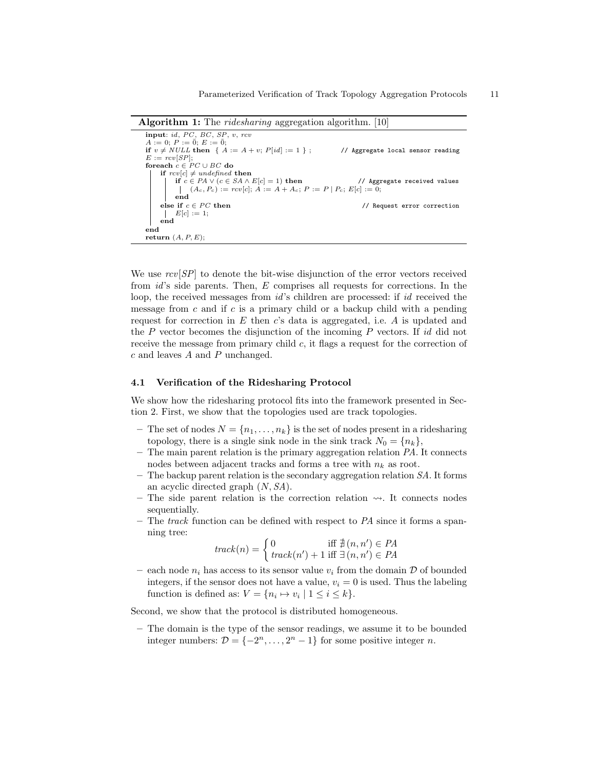**Algorithm 1:** The *ridesharing* aggregation algorithm. [10]

```
input: id, PC, BC, SP, v, rcv
A := 0; P := 0̄; E := 0̄;
if v ≠ NULL then { A := A + v; P[id] := 1 } ;          // Aggregate local sensor reading
E := rcv[SP];
foreach c ∈ PC ∪ BC do
    if rcv[c] ≠ undefined then
        if c ∈ PA ∨ (c ∈ SA ∧ E[c] = 1) then             // Aggregate received values
            (A_c, P_c) := rcv[c]; A := A + A_c; P := P | P_c; E[c] := 0;
        end
    else if c ∈ PC then                                   // Request error correction
        E[c] := 1;
    end
end
return (A, P, E);
```

We use $rcv[SP]$ to denote the bit-wise disjunction of the error vectors received from $id$'s side parents. Then, $E$ comprises all requests for corrections. In the loop, the received messages from $id$'s children are processed: if $id$ received the message from $c$ and if $c$ is a primary child or a backup child with a pending request for correction in $E$ then $c$'s data is aggregated, i.e. $A$ is updated and the $P$ vector becomes the disjunction of the incoming $P$ vectors. If $id$ did not receive the message from primary child $c$, it flags a request for the correction of $c$ and leaves $A$ and $P$ unchanged.

### 4.1 Verification of the Ridesharing Protocol

We show how the ridesharing protocol fits into the framework presented in Section 2. First, we show that the topologies used are track topologies.

- The set of nodes $N = \{n_1, \dots, n_k\}$ is the set of nodes present in a ridesharing topology, there is a single sink node in the sink track $N_0 = \{n_k\}$,
- The main parent relation is the primary aggregation relation $PA$. It connects nodes between adjacent tracks and forms a tree with $n_k$ as root.
- The backup parent relation is the secondary aggregation relation $SA$. It forms an acyclic directed graph $(N, SA)$.
- The side parent relation is the correction relation $\rightsquigarrow$. It connects nodes sequentially.
- The *track* function can be defined with respect to $PA$ since it forms a spanning tree:
$$track(n) = \begin{cases} 0 & \text{iff } \nexists\,(n, n') \in PA \\ track(n') + 1 & \text{iff } \exists\,(n, n') \in PA \end{cases}$$
- each node $n_i$ has access to its sensor value $v_i$ from the domain $\mathcal{D}$ of bounded integers, if the sensor does not have a value, $v_i = 0$ is used. Thus the labeling function is defined as: $V = \{n_i \mapsto v_i \mid 1 \le i \le k\}$.

Second, we show that the protocol is distributed homogeneous.

- The domain is the type of the sensor readings, we assume it to be bounded integer numbers: $\mathcal{D} = \{-2^n, \dots, 2^n - 1\}$ for some positive integer $n$.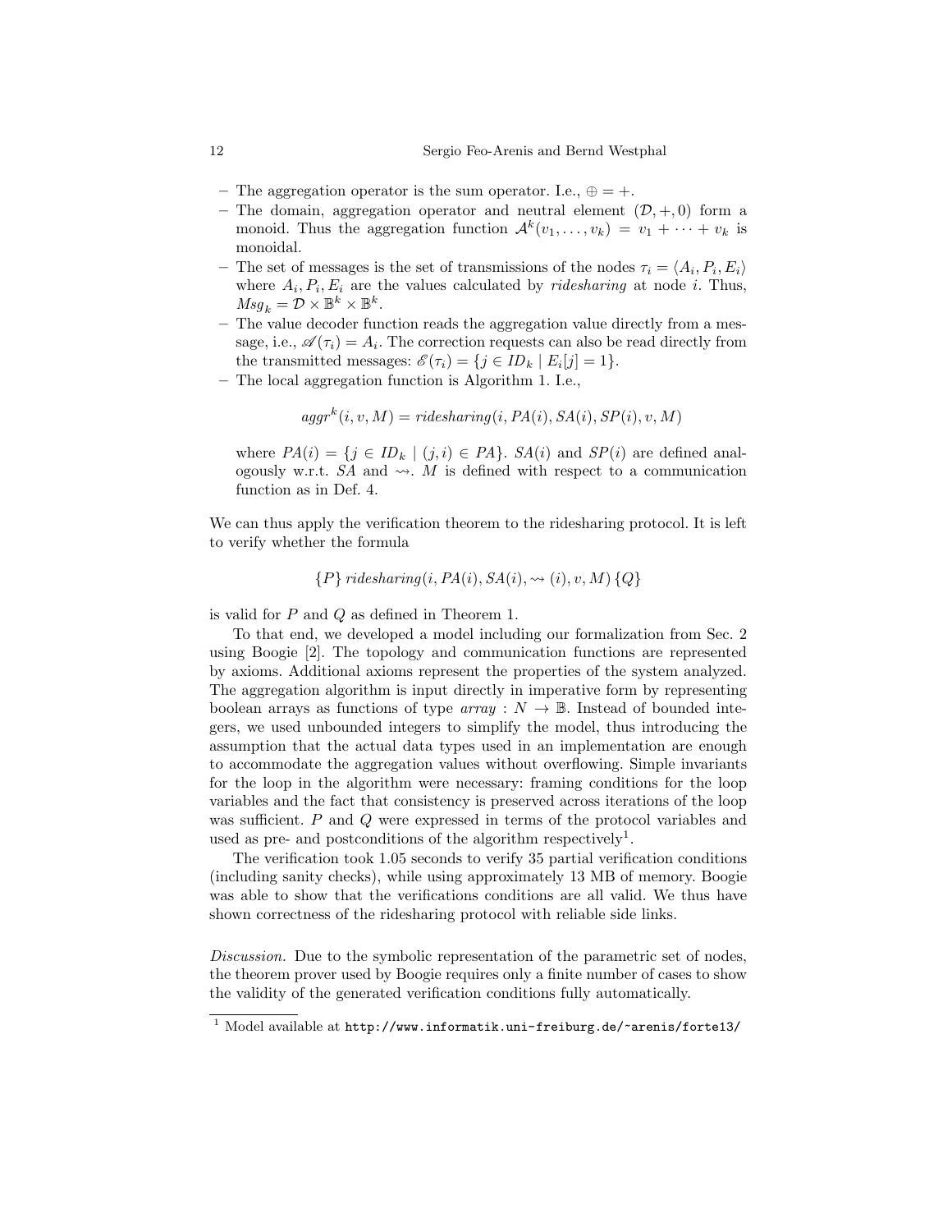- The aggregation operator is the sum operator. I.e., $\oplus = +$.
- The domain, aggregation operator and neutral element $(\mathcal{D}, +, 0)$ form a monoid. Thus the aggregation function $\mathcal{A}^k(v_1, \ldots, v_k) = v_1 + \cdots + v_k$ is monoidal.
- The set of messages is the set of transmissions of the nodes $\tau_i = \langle A_i, P_i, E_i \rangle$ where $A_i, P_i, E_i$ are the values calculated by *ridesharing* at node $i$. Thus, $Msg_k = \mathcal{D} \times \mathbb{B}^k \times \mathbb{B}^k$.
- The value decoder function reads the aggregation value directly from a message, i.e., $\mathscr{A}(\tau_i) = A_i$. The correction requests can also be read directly from the transmitted messages: $\mathscr{E}(\tau_i) = \{j \in ID_k \mid E_i[j] = 1\}$.
- The local aggregation function is Algorithm 1. I.e.,

$$aggr^k(i, v, M) = ridesharing(i, PA(i), SA(i), SP(i), v, M)$$

where $PA(i) = \{j \in ID_k \mid (j, i) \in PA\}$. $SA(i)$ and $SP(i)$ are defined analogously w.r.t. $SA$ and $\rightsquigarrow$. $M$ is defined with respect to a communication function as in Def. 4.

We can thus apply the verification theorem to the ridesharing protocol. It is left to verify whether the formula

$$\{P\}\; ridesharing(i, PA(i), SA(i), \rightsquigarrow(i), v, M)\; \{Q\}$$

is valid for $P$ and $Q$ as defined in Theorem 1.

To that end, we developed a model including our formalization from Sec. 2 using Boogie [2]. The topology and communication functions are represented by axioms. Additional axioms represent the properties of the system analyzed. The aggregation algorithm is input directly in imperative form by representing boolean arrays as functions of type $array : N \rightarrow \mathbb{B}$. Instead of bounded integers, we used unbounded integers to simplify the model, thus introducing the assumption that the actual data types used in an implementation are enough to accommodate the aggregation values without overflowing. Simple invariants for the loop in the algorithm were necessary: framing conditions for the loop variables and the fact that consistency is preserved across iterations of the loop was sufficient. $P$ and $Q$ were expressed in terms of the protocol variables and used as pre- and postconditions of the algorithm respectively[1].

The verification took 1.05 seconds to verify 35 partial verification conditions (including sanity checks), while using approximately 13 MB of memory. Boogie was able to show that the verifications conditions are all valid. We thus have shown correctness of the ridesharing protocol with reliable side links.

*Discussion.* Due to the symbolic representation of the parametric set of nodes, the theorem prover used by Boogie requires only a finite number of cases to show the validity of the generated verification conditions fully automatically.

[1] Model available at `http://www.informatik.uni-freiburg.de/~arenis/forte13/`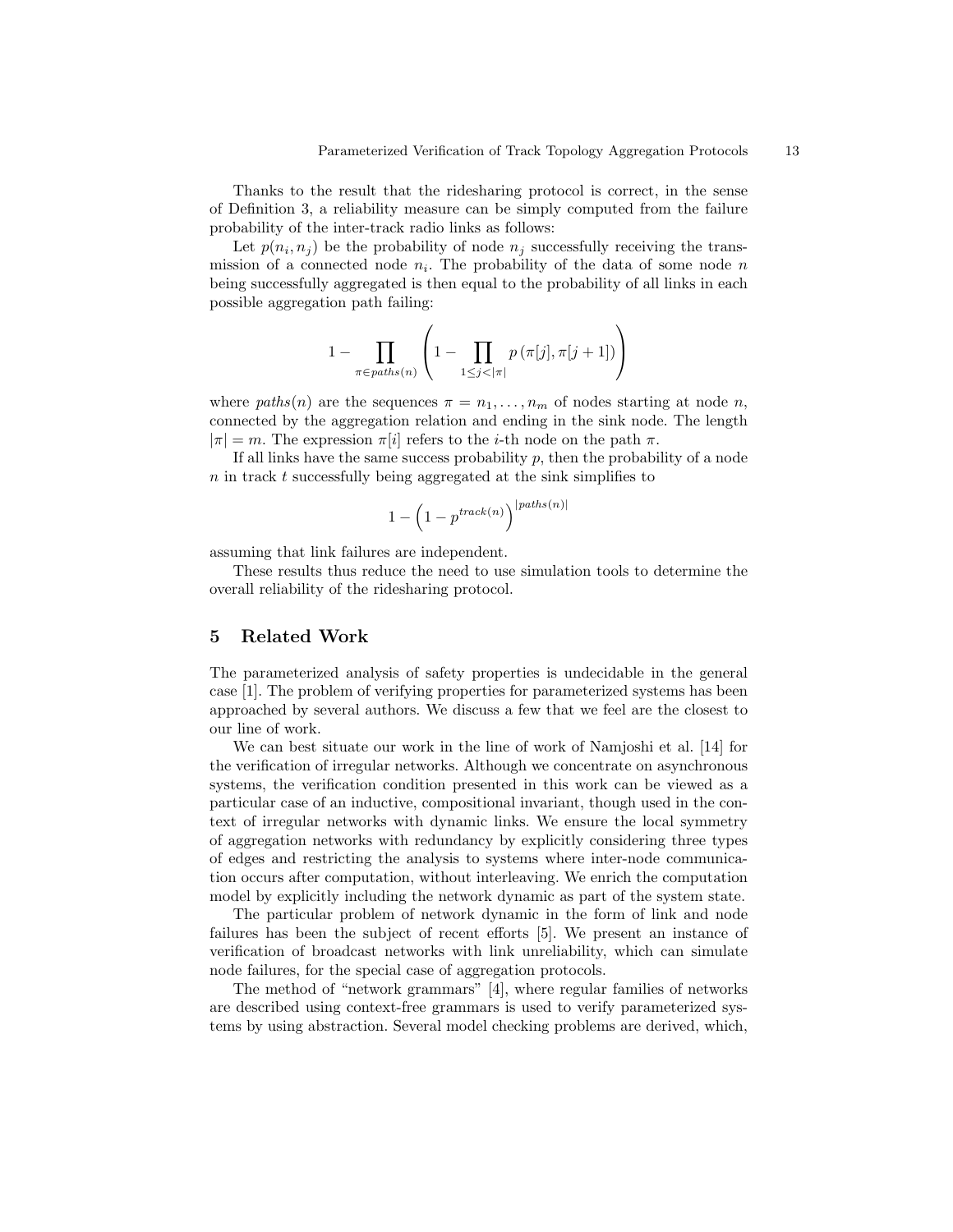Thanks to the result that the ridesharing protocol is correct, in the sense of Definition 3, a reliability measure can be simply computed from the failure probability of the inter-track radio links as follows:

Let $p(n_i, n_j)$ be the probability of node $n_j$ successfully receiving the transmission of a connected node $n_i$. The probability of the data of some node $n$ being successfully aggregated is then equal to the probability of all links in each possible aggregation path failing:

$$1 - \prod_{\pi \in paths(n)} \left( 1 - \prod_{1 \leq j < |\pi|} p\left(\pi[j], \pi[j+1]\right) \right)$$

where $paths(n)$ are the sequences $\pi = n_1, \ldots, n_m$ of nodes starting at node $n$, connected by the aggregation relation and ending in the sink node. The length $|\pi| = m$. The expression $\pi[i]$ refers to the $i$-th node on the path $\pi$.

If all links have the same success probability $p$, then the probability of a node $n$ in track $t$ successfully being aggregated at the sink simplifies to

$$1 - \left(1 - p^{track(n)}\right)^{|paths(n)|}$$

assuming that link failures are independent.

These results thus reduce the need to use simulation tools to determine the overall reliability of the ridesharing protocol.

## 5 Related Work

The parameterized analysis of safety properties is undecidable in the general case [1]. The problem of verifying properties for parameterized systems has been approached by several authors. We discuss a few that we feel are the closest to our line of work.

We can best situate our work in the line of work of Namjoshi et al. [14] for the verification of irregular networks. Although we concentrate on asynchronous systems, the verification condition presented in this work can be viewed as a particular case of an inductive, compositional invariant, though used in the context of irregular networks with dynamic links. We ensure the local symmetry of aggregation networks with redundancy by explicitly considering three types of edges and restricting the analysis to systems where inter-node communication occurs after computation, without interleaving. We enrich the computation model by explicitly including the network dynamic as part of the system state.

The particular problem of network dynamic in the form of link and node failures has been the subject of recent efforts [5]. We present an instance of verification of broadcast networks with link unreliability, which can simulate node failures, for the special case of aggregation protocols.

The method of "network grammars" [4], where regular families of networks are described using context-free grammars is used to verify parameterized systems by using abstraction. Several model checking problems are derived, which,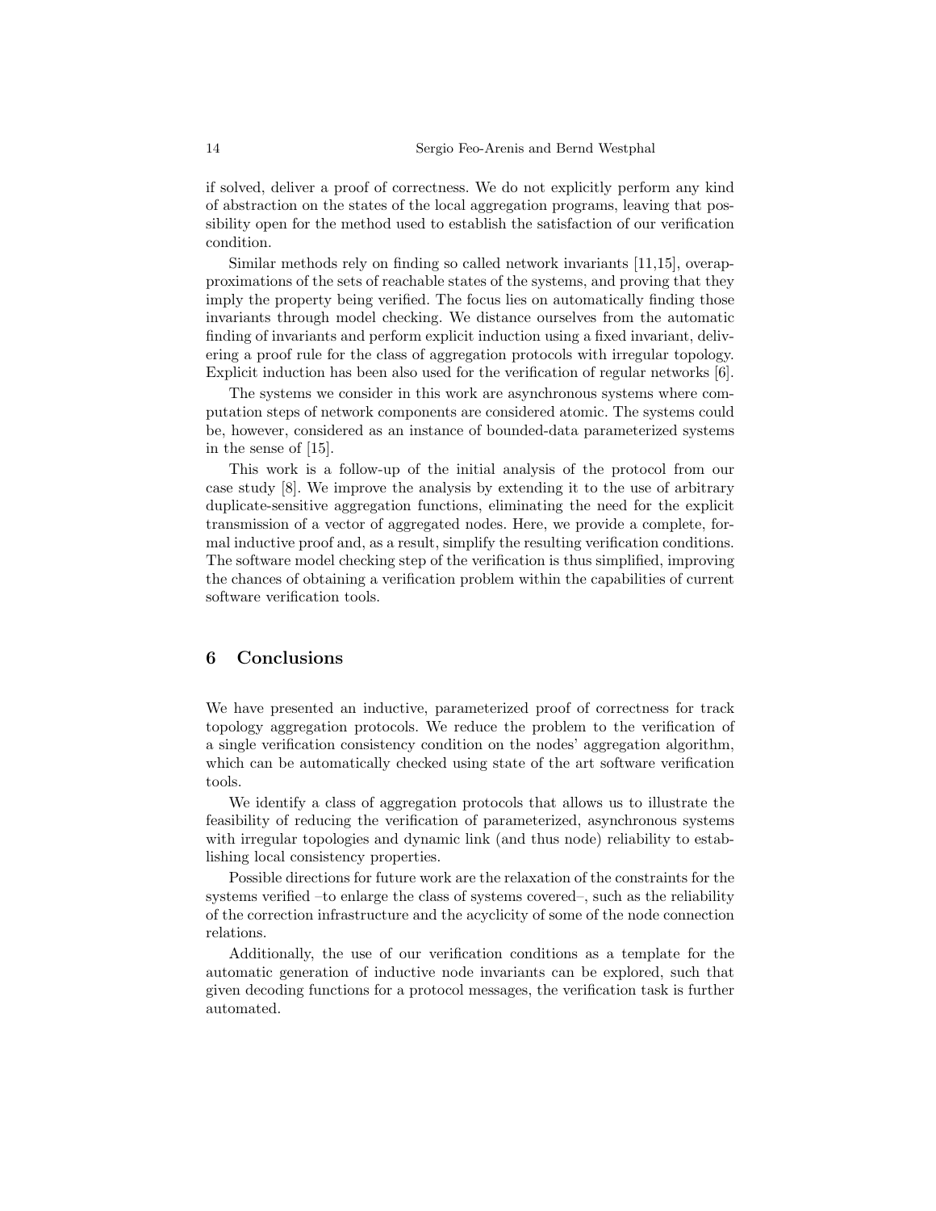if solved, deliver a proof of correctness. We do not explicitly perform any kind of abstraction on the states of the local aggregation programs, leaving that possibility open for the method used to establish the satisfaction of our verification condition.

Similar methods rely on finding so called network invariants [11,15], overapproximations of the sets of reachable states of the systems, and proving that they imply the property being verified. The focus lies on automatically finding those invariants through model checking. We distance ourselves from the automatic finding of invariants and perform explicit induction using a fixed invariant, delivering a proof rule for the class of aggregation protocols with irregular topology. Explicit induction has been also used for the verification of regular networks [6].

The systems we consider in this work are asynchronous systems where computation steps of network components are considered atomic. The systems could be, however, considered as an instance of bounded-data parameterized systems in the sense of [15].

This work is a follow-up of the initial analysis of the protocol from our case study [8]. We improve the analysis by extending it to the use of arbitrary duplicate-sensitive aggregation functions, eliminating the need for the explicit transmission of a vector of aggregated nodes. Here, we provide a complete, formal inductive proof and, as a result, simplify the resulting verification conditions. The software model checking step of the verification is thus simplified, improving the chances of obtaining a verification problem within the capabilities of current software verification tools.

## 6 Conclusions

We have presented an inductive, parameterized proof of correctness for track topology aggregation protocols. We reduce the problem to the verification of a single verification consistency condition on the nodes' aggregation algorithm, which can be automatically checked using state of the art software verification tools.

We identify a class of aggregation protocols that allows us to illustrate the feasibility of reducing the verification of parameterized, asynchronous systems with irregular topologies and dynamic link (and thus node) reliability to establishing local consistency properties.

Possible directions for future work are the relaxation of the constraints for the systems verified –to enlarge the class of systems covered–, such as the reliability of the correction infrastructure and the acyclicity of some of the node connection relations.

Additionally, the use of our verification conditions as a template for the automatic generation of inductive node invariants can be explored, such that given decoding functions for a protocol messages, the verification task is further automated.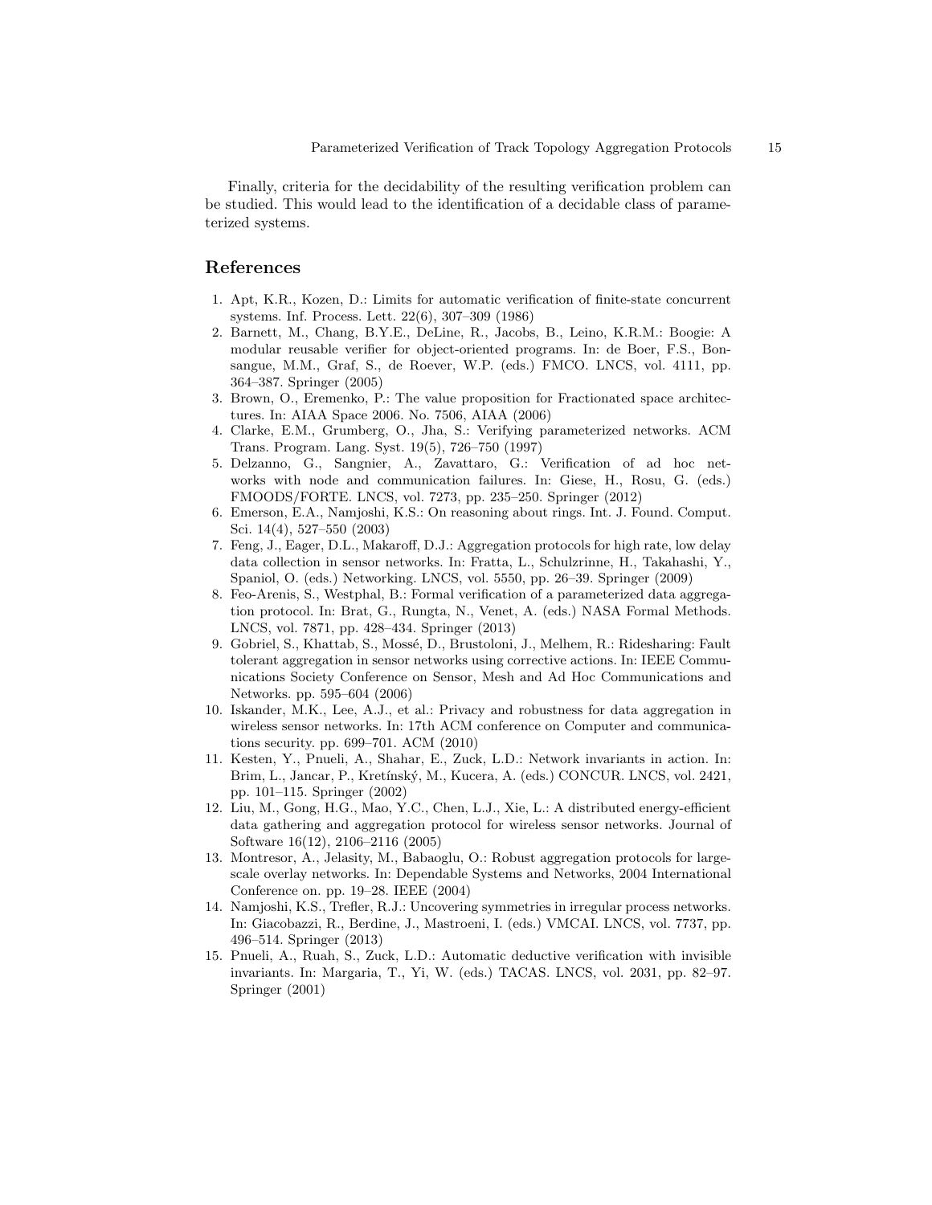Finally, criteria for the decidability of the resulting verification problem can be studied. This would lead to the identification of a decidable class of parameterized systems.

## References

1. Apt, K.R., Kozen, D.: Limits for automatic verification of finite-state concurrent systems. Inf. Process. Lett. 22(6), 307–309 (1986)
2. Barnett, M., Chang, B.Y.E., DeLine, R., Jacobs, B., Leino, K.R.M.: Boogie: A modular reusable verifier for object-oriented programs. In: de Boer, F.S., Bonsangue, M.M., Graf, S., de Roever, W.P. (eds.) FMCO. LNCS, vol. 4111, pp. 364–387. Springer (2005)
3. Brown, O., Eremenko, P.: The value proposition for Fractionated space architectures. In: AIAA Space 2006. No. 7506, AIAA (2006)
4. Clarke, E.M., Grumberg, O., Jha, S.: Verifying parameterized networks. ACM Trans. Program. Lang. Syst. 19(5), 726–750 (1997)
5. Delzanno, G., Sangnier, A., Zavattaro, G.: Verification of ad hoc networks with node and communication failures. In: Giese, H., Rosu, G. (eds.) FMOODS/FORTE. LNCS, vol. 7273, pp. 235–250. Springer (2012)
6. Emerson, E.A., Namjoshi, K.S.: On reasoning about rings. Int. J. Found. Comput. Sci. 14(4), 527–550 (2003)
7. Feng, J., Eager, D.L., Makaroff, D.J.: Aggregation protocols for high rate, low delay data collection in sensor networks. In: Fratta, L., Schulzrinne, H., Takahashi, Y., Spaniol, O. (eds.) Networking. LNCS, vol. 5550, pp. 26–39. Springer (2009)
8. Feo-Arenis, S., Westphal, B.: Formal verification of a parameterized data aggregation protocol. In: Brat, G., Rungta, N., Venet, A. (eds.) NASA Formal Methods. LNCS, vol. 7871, pp. 428–434. Springer (2013)
9. Gobriel, S., Khattab, S., Mossé, D., Brustoloni, J., Melhem, R.: Ridesharing: Fault tolerant aggregation in sensor networks using corrective actions. In: IEEE Communications Society Conference on Sensor, Mesh and Ad Hoc Communications and Networks. pp. 595–604 (2006)
10. Iskander, M.K., Lee, A.J., et al.: Privacy and robustness for data aggregation in wireless sensor networks. In: 17th ACM conference on Computer and communications security. pp. 699–701. ACM (2010)
11. Kesten, Y., Pnueli, A., Shahar, E., Zuck, L.D.: Network invariants in action. In: Brim, L., Jancar, P., Kretínský, M., Kucera, A. (eds.) CONCUR. LNCS, vol. 2421, pp. 101–115. Springer (2002)
12. Liu, M., Gong, H.G., Mao, Y.C., Chen, L.J., Xie, L.: A distributed energy-efficient data gathering and aggregation protocol for wireless sensor networks. Journal of Software 16(12), 2106–2116 (2005)
13. Montresor, A., Jelasity, M., Babaoglu, O.: Robust aggregation protocols for large-scale overlay networks. In: Dependable Systems and Networks, 2004 International Conference on. pp. 19–28. IEEE (2004)
14. Namjoshi, K.S., Trefler, R.J.: Uncovering symmetries in irregular process networks. In: Giacobazzi, R., Berdine, J., Mastroeni, I. (eds.) VMCAI. LNCS, vol. 7737, pp. 496–514. Springer (2013)
15. Pnueli, A., Ruah, S., Zuck, L.D.: Automatic deductive verification with invisible invariants. In: Margaria, T., Yi, W. (eds.) TACAS. LNCS, vol. 2031, pp. 82–97. Springer (2001)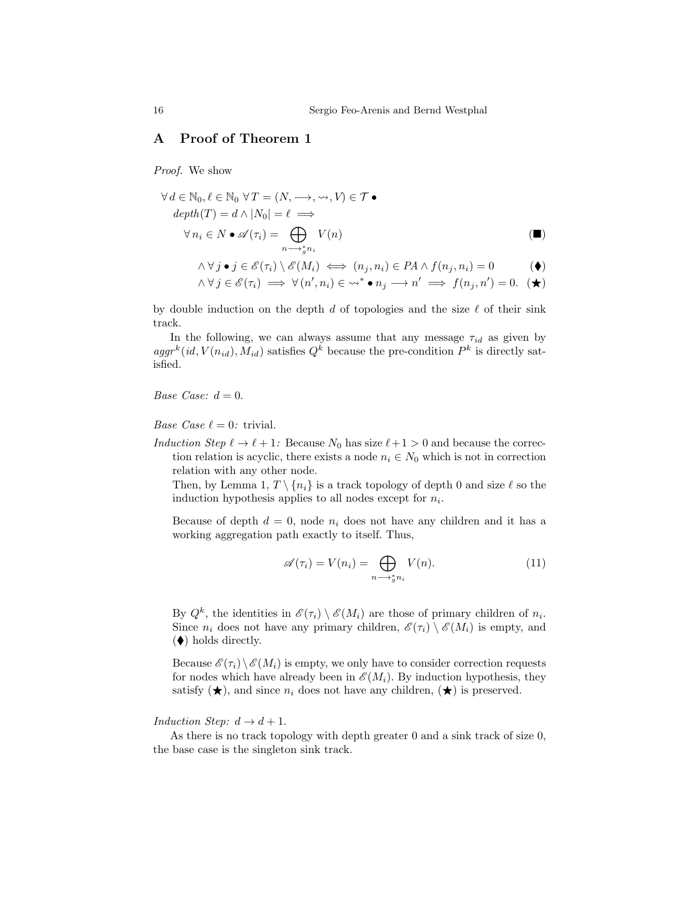## A Proof of Theorem 1

*Proof.* We show

$$
\begin{aligned}
&\forall\, d \in \mathbb{N}_0, \ell \in \mathbb{N}_0\ \forall\, T = (N, \longrightarrow, \rightsquigarrow, V) \in \mathcal{T} \bullet \\
&\quad depth(T) = d \wedge |N_0| = \ell \implies \\
&\quad\quad \forall\, n_i \in N \bullet \mathscr{A}(\tau_i) = \bigoplus_{n \longrightarrow_g^* n_i} V(n) && (\blacksquare) \\
&\quad\quad\quad \wedge \forall\, j \bullet j \in \mathscr{E}(\tau_i) \setminus \mathscr{E}(M_i) \iff (n_j, n_i) \in PA \wedge f(n_j, n_i) = 0 && (\blacklozenge) \\
&\quad\quad\quad \wedge \forall\, j \in \mathscr{E}(\tau_i) \implies \forall\, (n', n_i) \in \rightsquigarrow^* \bullet n_j \longrightarrow n' \implies f(n_j, n') = 0. && (\bigstar)
\end{aligned}
$$

by double induction on the depth $d$ of topologies and the size $\ell$ of their sink track.

In the following, we can always assume that any message $\tau_{id}$ as given by $aggr^k(id, V(n_{id}), M_{id})$ satisfies $Q^k$ because the pre-condition $P^k$ is directly satisfied.

*Base Case:* $d = 0$.

*Base Case* $\ell = 0$*:* trivial.

*Induction Step* $\ell \to \ell + 1$*:* Because $N_0$ has size $\ell + 1 > 0$ and because the correction relation is acyclic, there exists a node $n_i \in N_0$ which is not in correction relation with any other node.

Then, by Lemma 1, $T \setminus \{n_i\}$ is a track topology of depth 0 and size $\ell$ so the induction hypothesis applies to all nodes except for $n_i$.

Because of depth $d = 0$, node $n_i$ does not have any children and it has a working aggregation path exactly to itself. Thus,

$$\mathscr{A}(\tau_i) = V(n_i) = \bigoplus_{n \longrightarrow_g^* n_i} V(n). \tag{11}$$

By $Q^k$, the identities in $\mathscr{E}(\tau_i) \setminus \mathscr{E}(M_i)$ are those of primary children of $n_i$. Since $n_i$ does not have any primary children, $\mathscr{E}(\tau_i) \setminus \mathscr{E}(M_i)$ is empty, and ($\blacklozenge$) holds directly.

Because $\mathscr{E}(\tau_i) \setminus \mathscr{E}(M_i)$ is empty, we only have to consider correction requests for nodes which have already been in $\mathscr{E}(M_i)$. By induction hypothesis, they satisfy ($\bigstar$), and since $n_i$ does not have any children, ($\bigstar$) is preserved.

*Induction Step:* $d \to d + 1$.

As there is no track topology with depth greater 0 and a sink track of size 0, the base case is the singleton sink track.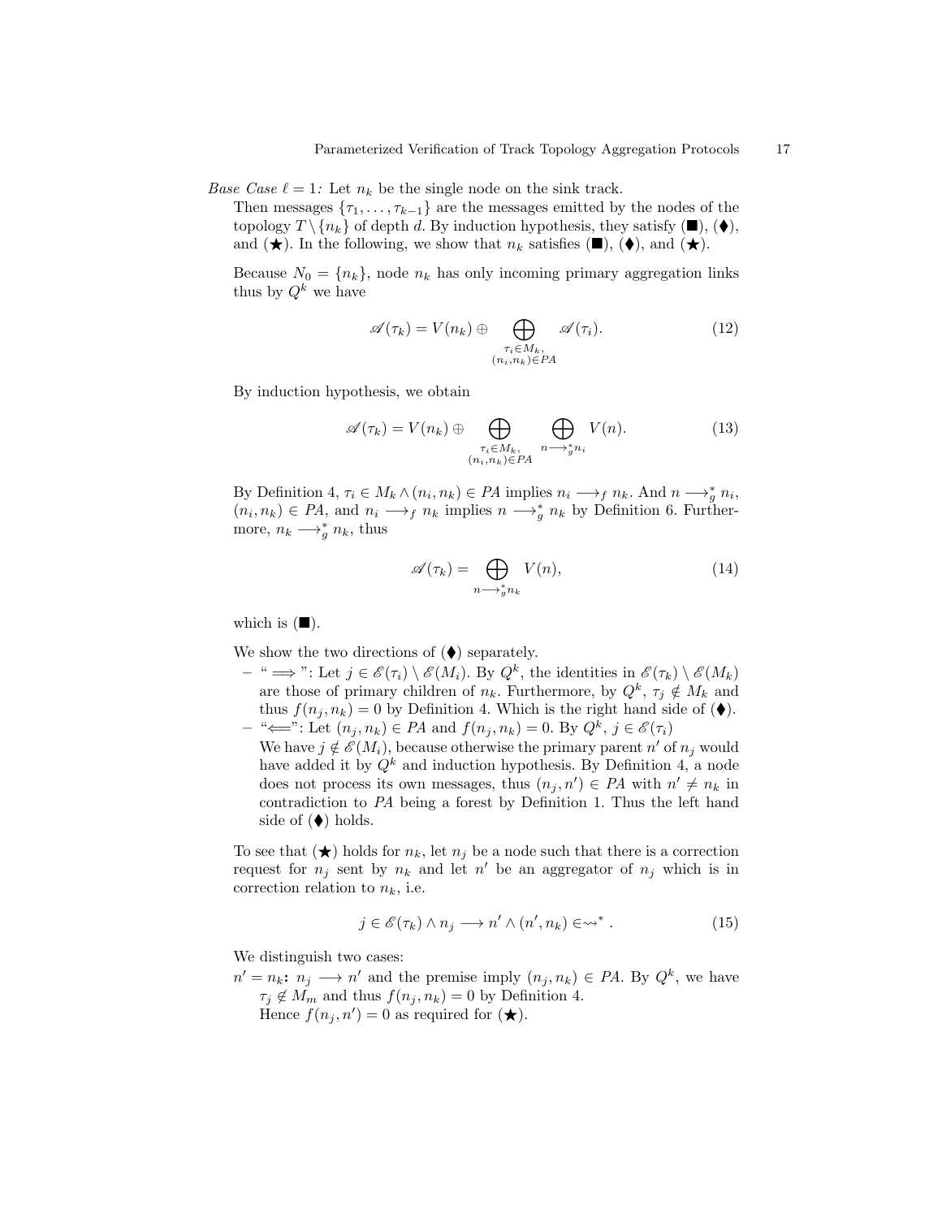*Base Case $\ell = 1$:* Let $n_k$ be the single node on the sink track.

Then messages $\{\tau_1, \ldots, \tau_{k-1}\}$ are the messages emitted by the nodes of the topology $T \setminus \{n_k\}$ of depth $d$. By induction hypothesis, they satisfy (■), (⧫), and (★). In the following, we show that $n_k$ satisfies (■), (⧫), and (★).

Because $N_0 = \{n_k\}$, node $n_k$ has only incoming primary aggregation links thus by $Q^k$ we have

$$\mathscr{A}(\tau_k) = V(n_k) \oplus \bigoplus_{\substack{\tau_i \in M_k, \\ (n_i, n_k) \in PA}} \mathscr{A}(\tau_i). \tag{12}$$

By induction hypothesis, we obtain

$$\mathscr{A}(\tau_k) = V(n_k) \oplus \bigoplus_{\substack{\tau_i \in M_k, \\ (n_i, n_k) \in PA}} \bigoplus_{n \longrightarrow_g^* n_i} V(n). \tag{13}$$

By Definition 4, $\tau_i \in M_k \wedge (n_i, n_k) \in PA$ implies $n_i \longrightarrow_f n_k$. And $n \longrightarrow_g^* n_i$, $(n_i, n_k) \in PA$, and $n_i \longrightarrow_f n_k$ implies $n \longrightarrow_g^* n_k$ by Definition 6. Furthermore, $n_k \longrightarrow_g^* n_k$, thus

$$\mathscr{A}(\tau_k) = \bigoplus_{n \longrightarrow_g^* n_k} V(n), \tag{14}$$

which is (■).

We show the two directions of (⧫) separately.

- "$\Longrightarrow$": Let $j \in \mathscr{E}(\tau_i) \setminus \mathscr{E}(M_i)$. By $Q^k$, the identities in $\mathscr{E}(\tau_k) \setminus \mathscr{E}(M_k)$ are those of primary children of $n_k$. Furthermore, by $Q^k$, $\tau_j \notin M_k$ and thus $f(n_j, n_k) = 0$ by Definition 4. Which is the right hand side of (⧫).
- "$\Longleftarrow$": Let $(n_j, n_k) \in PA$ and $f(n_j, n_k) = 0$. By $Q^k$, $j \in \mathscr{E}(\tau_i)$
  We have $j \notin \mathscr{E}(M_i)$, because otherwise the primary parent $n'$ of $n_j$ would have added it by $Q^k$ and induction hypothesis. By Definition 4, a node does not process its own messages, thus $(n_j, n') \in PA$ with $n' \neq n_k$ in contradiction to $PA$ being a forest by Definition 1. Thus the left hand side of (⧫) holds.

To see that (★) holds for $n_k$, let $n_j$ be a node such that there is a correction request for $n_j$ sent by $n_k$ and let $n'$ be an aggregator of $n_j$ which is in correction relation to $n_k$, i.e.

$$j \in \mathscr{E}(\tau_k) \wedge n_j \longrightarrow n' \wedge (n', n_k) \in \rightsquigarrow^* . \tag{15}$$

We distinguish two cases:

**$n' = n_k$:** $n_j \longrightarrow n'$ and the premise imply $(n_j, n_k) \in PA$. By $Q^k$, we have $\tau_j \notin M_m$ and thus $f(n_j, n_k) = 0$ by Definition 4.
Hence $f(n_j, n') = 0$ as required for (★).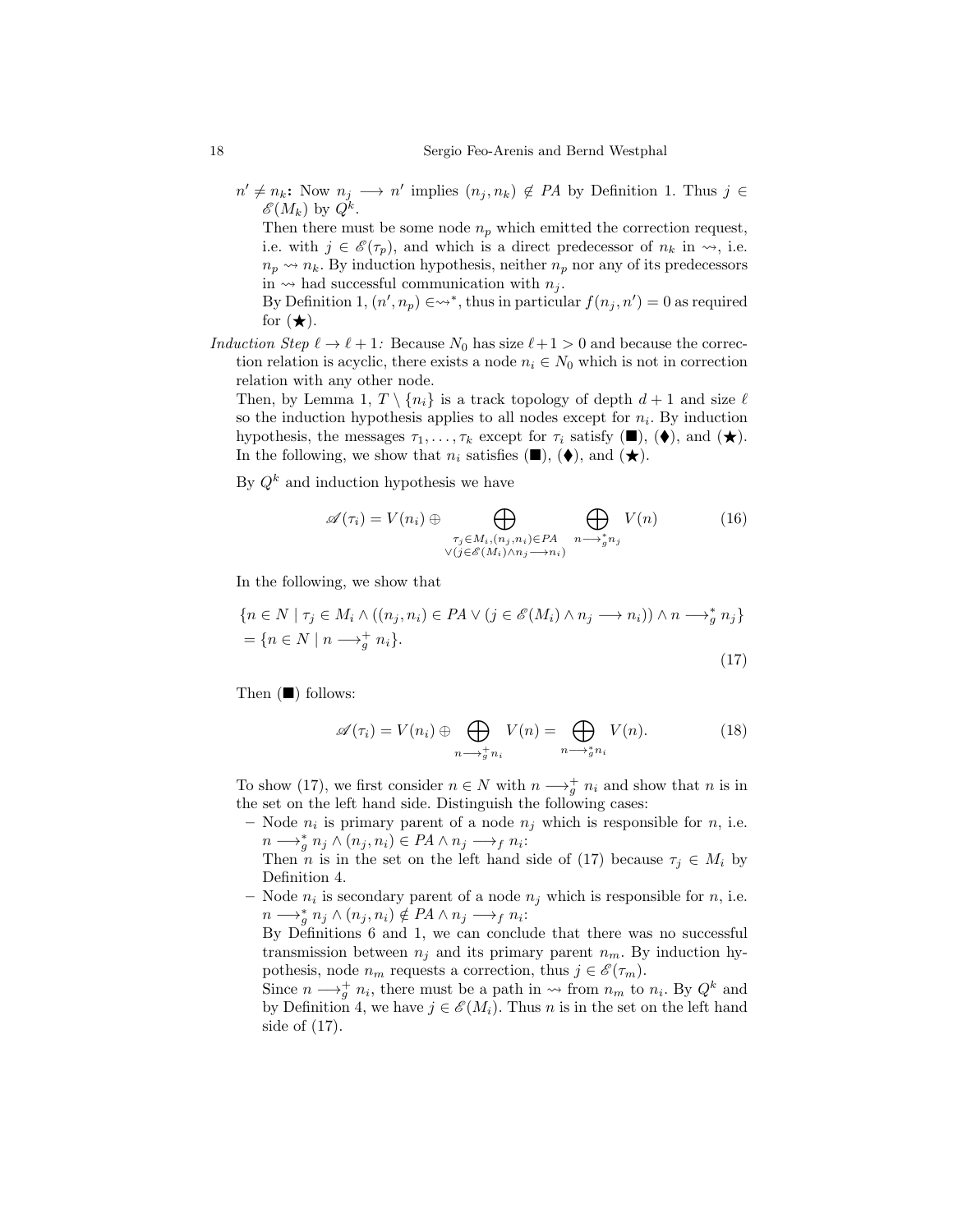- $n' \neq n_k$**:** Now $n_j \longrightarrow n'$ implies $(n_j, n_k) \notin PA$ by Definition 1. Thus $j \in \mathscr{E}(M_k)$ by $Q^k$.

  Then there must be some node $n_p$ which emitted the correction request, i.e. with $j \in \mathscr{E}(\tau_p)$, and which is a direct predecessor of $n_k$ in $\rightsquigarrow$, i.e. $n_p \rightsquigarrow n_k$. By induction hypothesis, neither $n_p$ nor any of its predecessors in $\rightsquigarrow$ had successful communication with $n_j$.

  By Definition 1, $(n', n_p) \in \rightsquigarrow^*$, thus in particular $f(n_j, n') = 0$ as required for ($\bigstar$).

*Induction Step* $\ell \to \ell + 1$*:* Because $N_0$ has size $\ell + 1 > 0$ and because the correction relation is acyclic, there exists a node $n_i \in N_0$ which is not in correction relation with any other node.

Then, by Lemma 1, $T \setminus \{n_i\}$ is a track topology of depth $d + 1$ and size $\ell$ so the induction hypothesis applies to all nodes except for $n_i$. By induction hypothesis, the messages $\tau_1, \ldots, \tau_k$ except for $\tau_i$ satisfy ($\blacksquare$), ($\blacklozenge$), and ($\bigstar$). In the following, we show that $n_i$ satisfies ($\blacksquare$), ($\blacklozenge$), and ($\bigstar$).

By $Q^k$ and induction hypothesis we have

$$\mathscr{A}(\tau_i) = V(n_i) \oplus \bigoplus_{\substack{\tau_j \in M_i, (n_j, n_i) \in PA \\ \vee (j \in \mathscr{E}(M_i) \wedge n_j \longrightarrow n_i)}} \bigoplus_{n \longrightarrow_g^* n_j} V(n) \tag{16}$$

In the following, we show that

$$\begin{aligned}
&\{n \in N \mid \tau_j \in M_i \wedge ((n_j, n_i) \in PA \vee (j \in \mathscr{E}(M_i) \wedge n_j \longrightarrow n_i)) \wedge n \longrightarrow_g^* n_j\} \\
&= \{n \in N \mid n \longrightarrow_g^+ n_i\}.
\end{aligned} \tag{17}$$

Then ($\blacksquare$) follows:

$$\mathscr{A}(\tau_i) = V(n_i) \oplus \bigoplus_{n \longrightarrow_g^+ n_i} V(n) = \bigoplus_{n \longrightarrow_g^* n_i} V(n). \tag{18}$$

To show (17), we first consider $n \in N$ with $n \longrightarrow_g^+ n_i$ and show that $n$ is in the set on the left hand side. Distinguish the following cases:

- Node $n_i$ is primary parent of a node $n_j$ which is responsible for $n$, i.e. $n \longrightarrow_g^* n_j \wedge (n_j, n_i) \in PA \wedge n_j \longrightarrow_f n_i$:

  Then $n$ is in the set on the left hand side of (17) because $\tau_j \in M_i$ by Definition 4.
- Node $n_i$ is secondary parent of a node $n_j$ which is responsible for $n$, i.e. $n \longrightarrow_g^* n_j \wedge (n_j, n_i) \notin PA \wedge n_j \longrightarrow_f n_i$:

  By Definitions 6 and 1, we can conclude that there was no successful transmission between $n_j$ and its primary parent $n_m$. By induction hypothesis, node $n_m$ requests a correction, thus $j \in \mathscr{E}(\tau_m)$.

  Since $n \longrightarrow_g^+ n_i$, there must be a path in $\rightsquigarrow$ from $n_m$ to $n_i$. By $Q^k$ and by Definition 4, we have $j \in \mathscr{E}(M_i)$. Thus $n$ is in the set on the left hand side of (17).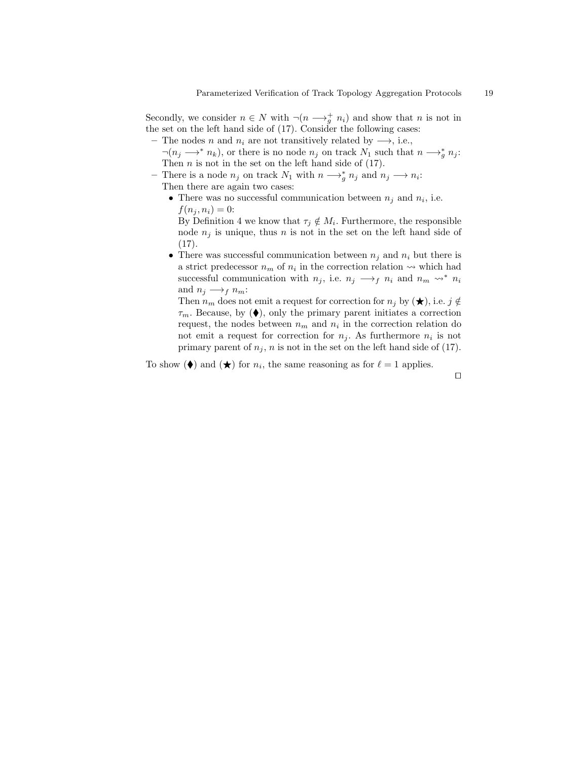Secondly, we consider $n \in N$ with $\neg(n \longrightarrow_g^+ n_i)$ and show that $n$ is not in the set on the left hand side of (17). Consider the following cases:

- The nodes $n$ and $n_i$ are not transitively related by $\longrightarrow$, i.e., $\neg(n_j \longrightarrow^* n_k)$, or there is no node $n_j$ on track $N_1$ such that $n \longrightarrow_g^* n_j$: Then $n$ is not in the set on the left hand side of (17).
- There is a node $n_j$ on track $N_1$ with $n \longrightarrow_g^* n_j$ and $n_j \longrightarrow n_i$: Then there are again two cases:
  - There was no successful communication between $n_j$ and $n_i$, i.e. $f(n_j, n_i) = 0$:
    By Definition 4 we know that $\tau_j \notin M_i$. Furthermore, the responsible node $n_j$ is unique, thus $n$ is not in the set on the left hand side of (17).
  - There was successful communication between $n_j$ and $n_i$ but there is a strict predecessor $n_m$ of $n_i$ in the correction relation $\rightsquigarrow$ which had successful communication with $n_j$, i.e. $n_j \longrightarrow_f n_i$ and $n_m \rightsquigarrow^* n_i$ and $n_j \longrightarrow_f n_m$:
    Then $n_m$ does not emit a request for correction for $n_j$ by (★), i.e. $j \notin \tau_m$. Because, by (⧫), only the primary parent initiates a correction request, the nodes between $n_m$ and $n_i$ in the correction relation do not emit a request for correction for $n_j$. As furthermore $n_i$ is not primary parent of $n_j$, $n$ is not in the set on the left hand side of (17).

To show (⧫) and (★) for $n_i$, the same reasoning as for $\ell = 1$ applies.

□